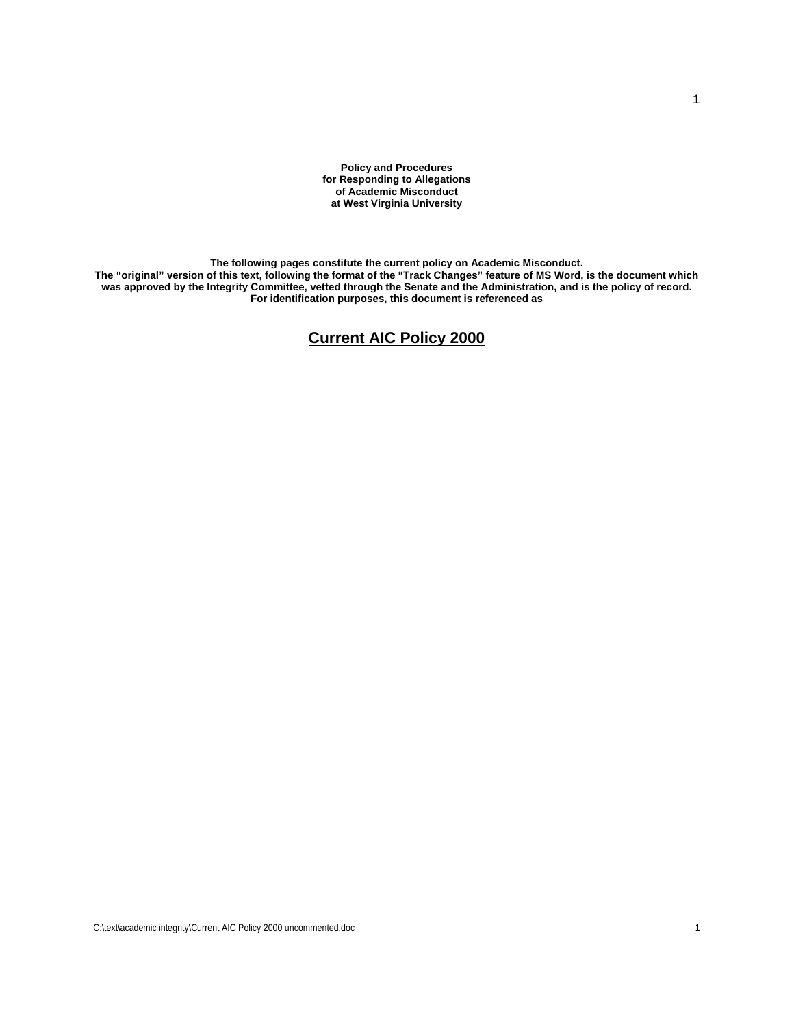**Policy and Procedures**
**for Responding to Allegations**
**of Academic Misconduct**
**at West Virginia University**

**The following pages constitute the current policy on Academic Misconduct.**
**The “original” version of this text, following the format of the “Track Changes” feature of MS Word, is the document which was approved by the Integrity Committee, vetted through the Senate and the Administration, and is the policy of record.**
**For identification purposes, this document is referenced as**

# <u>Current AIC Policy 2000</u>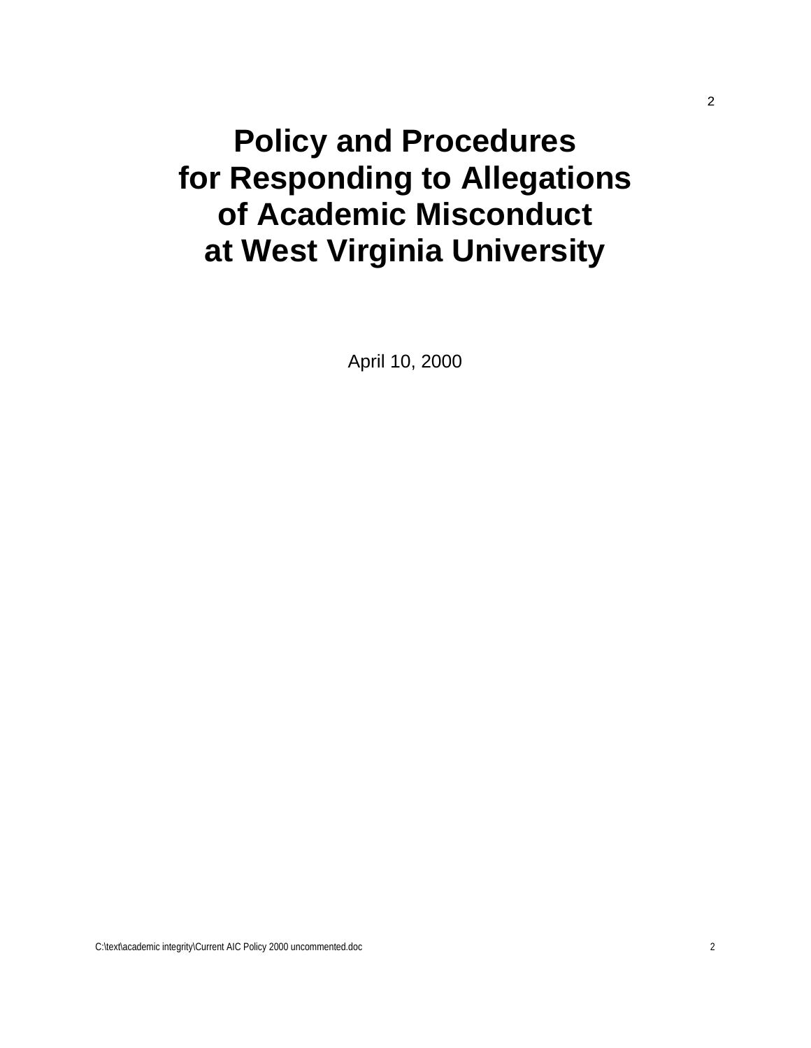# Policy and Procedures for Responding to Allegations of Academic Misconduct at West Virginia University

April 10, 2000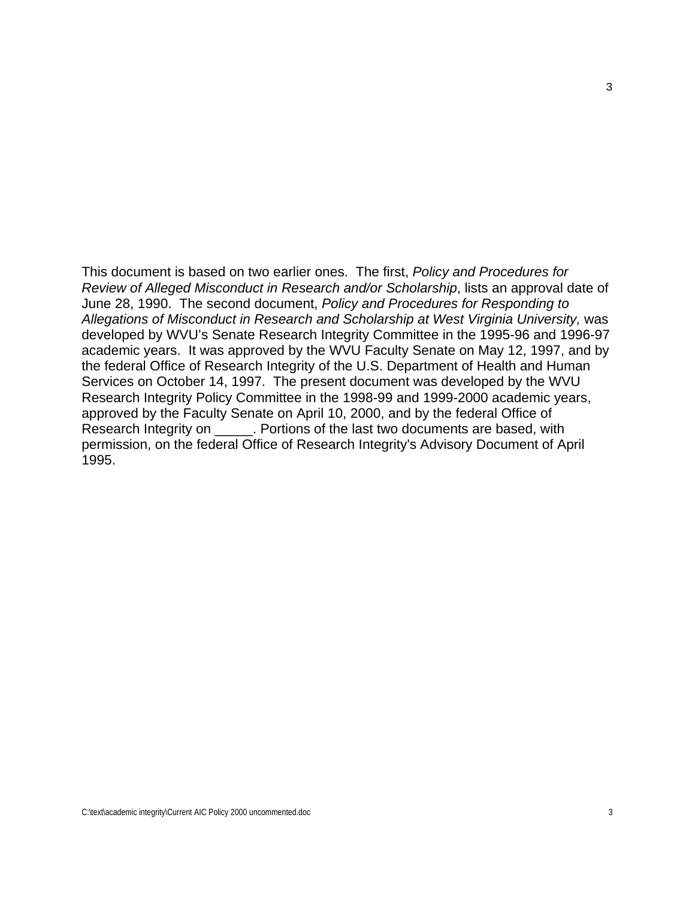This document is based on two earlier ones. The first, *Policy and Procedures for Review of Alleged Misconduct in Research and/or Scholarship*, lists an approval date of June 28, 1990. The second document, *Policy and Procedures for Responding to Allegations of Misconduct in Research and Scholarship at West Virginia University,* was developed by WVU's Senate Research Integrity Committee in the 1995-96 and 1996-97 academic years. It was approved by the WVU Faculty Senate on May 12, 1997, and by the federal Office of Research Integrity of the U.S. Department of Health and Human Services on October 14, 1997. The present document was developed by the WVU Research Integrity Policy Committee in the 1998-99 and 1999-2000 academic years, approved by the Faculty Senate on April 10, 2000, and by the federal Office of Research Integrity on _____. Portions of the last two documents are based, with permission, on the federal Office of Research Integrity's Advisory Document of April 1995.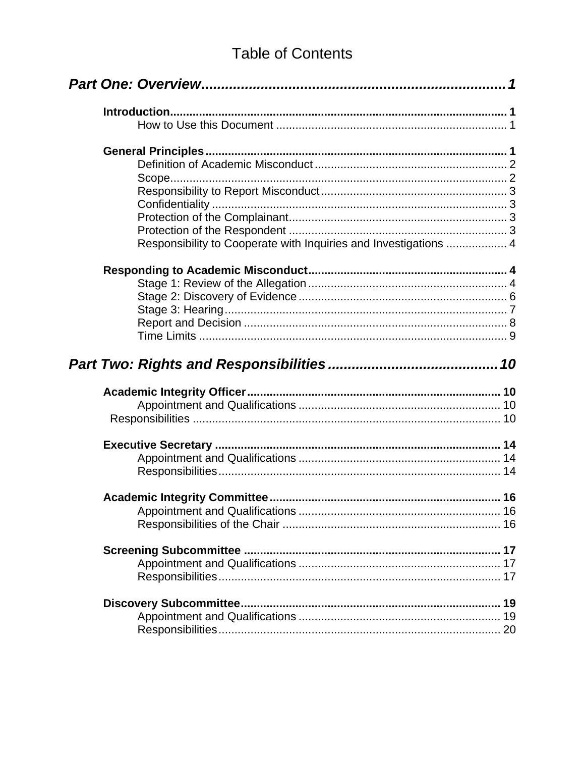# Table of Contents

***Part One: Overview*** .......... 1

**Introduction** .......... 1
- How to Use this Document .......... 1

**General Principles** .......... 1
- Definition of Academic Misconduct .......... 2
- Scope .......... 2
- Responsibility to Report Misconduct .......... 3
- Confidentiality .......... 3
- Protection of the Complainant .......... 3
- Protection of the Respondent .......... 3
- Responsibility to Cooperate with Inquiries and Investigations .......... 4

**Responding to Academic Misconduct** .......... 4
- Stage 1: Review of the Allegation .......... 4
- Stage 2: Discovery of Evidence .......... 6
- Stage 3: Hearing .......... 7
- Report and Decision .......... 8
- Time Limits .......... 9

***Part Two: Rights and Responsibilities*** .......... 10

**Academic Integrity Officer** .......... 10
- Appointment and Qualifications .......... 10
- Responsibilities .......... 10

**Executive Secretary** .......... 14
- Appointment and Qualifications .......... 14
- Responsibilities .......... 14

**Academic Integrity Committee** .......... 16
- Appointment and Qualifications .......... 16
- Responsibilities of the Chair .......... 16

**Screening Subcommittee** .......... 17
- Appointment and Qualifications .......... 17
- Responsibilities .......... 17

**Discovery Subcommittee** .......... 19
- Appointment and Qualifications .......... 19
- Responsibilities .......... 20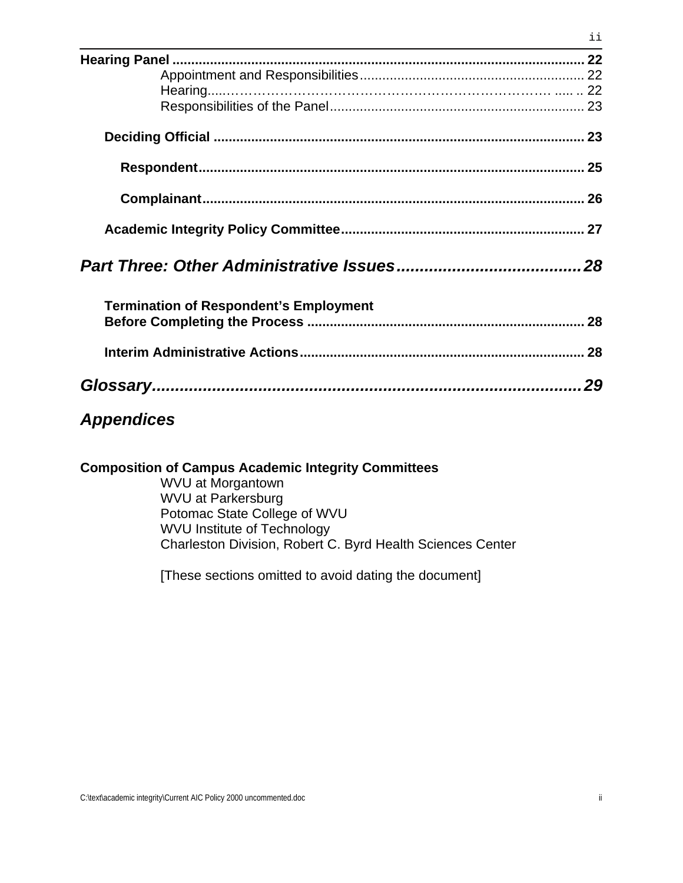**Hearing Panel** ............................................................................................................ **22**

Appointment and Responsibilities........................................................... 22

Hearing................................................................................................ 22

Responsibilities of the Panel.................................................................. 23

**Deciding Official** .................................................................................................. **23**

**Respondent**...................................................................................................... **25**

**Complainant**.................................................................................................... **26**

**Academic Integrity Policy Committee**................................................................ **27**

## *Part Three: Other Administrative Issues.......................................28*

**Termination of Respondent's Employment**
**Before Completing the Process** ......................................................................... **28**

**Interim Administrative Actions**........................................................................... **28**

## *Glossary...........................................................................................29*

## *Appendices*

**Composition of Campus Academic Integrity Committees**

WVU at Morgantown
WVU at Parkersburg
Potomac State College of WVU
WVU Institute of Technology
Charleston Division, Robert C. Byrd Health Sciences Center

[These sections omitted to avoid dating the document]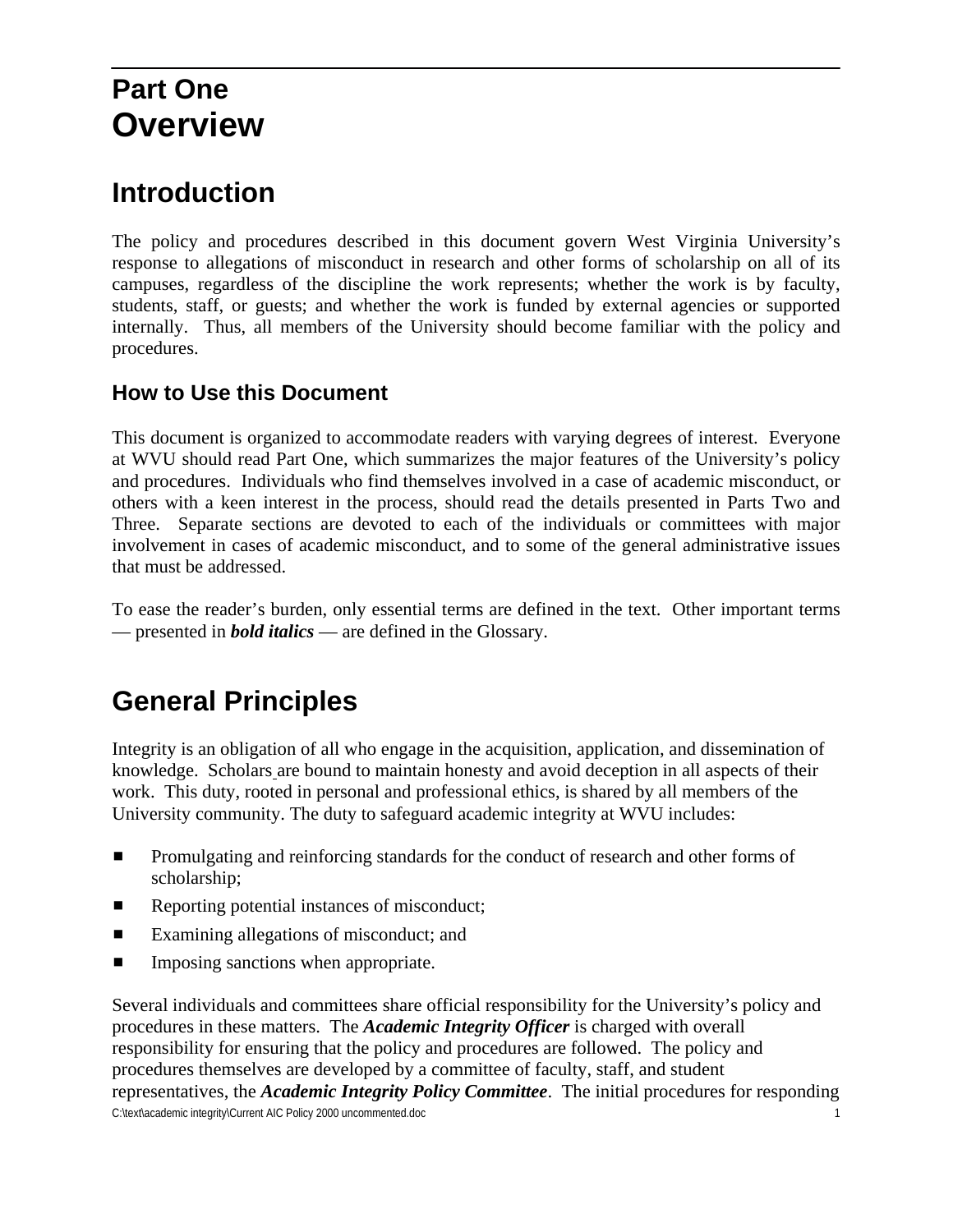# Part One
# Overview

## Introduction

The policy and procedures described in this document govern West Virginia University's response to allegations of misconduct in research and other forms of scholarship on all of its campuses, regardless of the discipline the work represents; whether the work is by faculty, students, staff, or guests; and whether the work is funded by external agencies or supported internally. Thus, all members of the University should become familiar with the policy and procedures.

### How to Use this Document

This document is organized to accommodate readers with varying degrees of interest. Everyone at WVU should read Part One, which summarizes the major features of the University's policy and procedures. Individuals who find themselves involved in a case of academic misconduct, or others with a keen interest in the process, should read the details presented in Parts Two and Three. Separate sections are devoted to each of the individuals or committees with major involvement in cases of academic misconduct, and to some of the general administrative issues that must be addressed.

To ease the reader's burden, only essential terms are defined in the text. Other important terms — presented in ***bold italics*** — are defined in the Glossary.

## General Principles

Integrity is an obligation of all who engage in the acquisition, application, and dissemination of knowledge. Scholars are bound to maintain honesty and avoid deception in all aspects of their work. This duty, rooted in personal and professional ethics, is shared by all members of the University community. The duty to safeguard academic integrity at WVU includes:

- Promulgating and reinforcing standards for the conduct of research and other forms of scholarship;
- Reporting potential instances of misconduct;
- Examining allegations of misconduct; and
- Imposing sanctions when appropriate.

Several individuals and committees share official responsibility for the University's policy and procedures in these matters. The ***Academic Integrity Officer*** is charged with overall responsibility for ensuring that the policy and procedures are followed. The policy and procedures themselves are developed by a committee of faculty, staff, and student representatives, the ***Academic Integrity Policy Committee***. The initial procedures for responding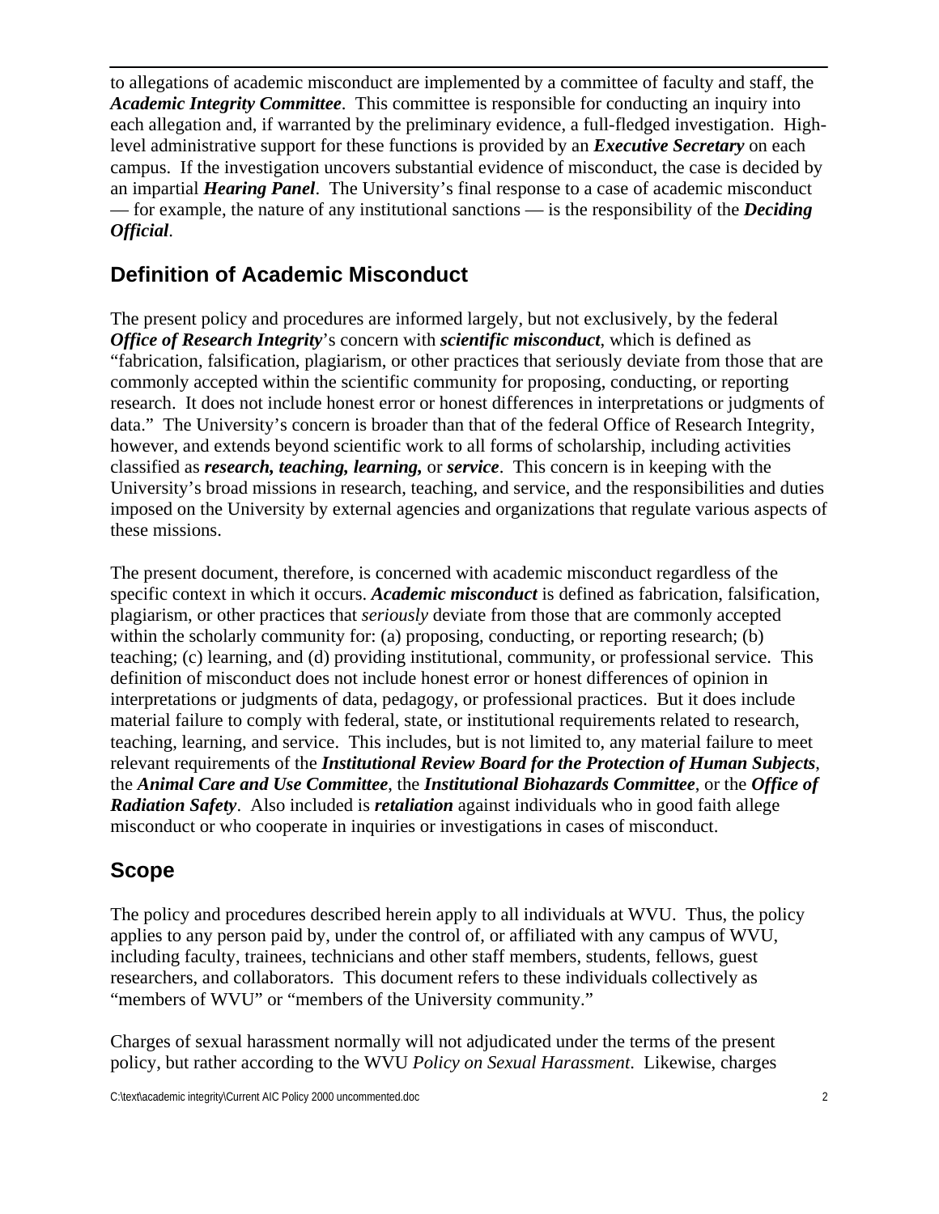to allegations of academic misconduct are implemented by a committee of faculty and staff, the ***Academic Integrity Committee***. This committee is responsible for conducting an inquiry into each allegation and, if warranted by the preliminary evidence, a full-fledged investigation. High-level administrative support for these functions is provided by an ***Executive Secretary*** on each campus. If the investigation uncovers substantial evidence of misconduct, the case is decided by an impartial ***Hearing Panel***. The University's final response to a case of academic misconduct — for example, the nature of any institutional sanctions — is the responsibility of the ***Deciding Official***.

## Definition of Academic Misconduct

The present policy and procedures are informed largely, but not exclusively, by the federal ***Office of Research Integrity***'s concern with ***scientific misconduct***, which is defined as "fabrication, falsification, plagiarism, or other practices that seriously deviate from those that are commonly accepted within the scientific community for proposing, conducting, or reporting research. It does not include honest error or honest differences in interpretations or judgments of data." The University's concern is broader than that of the federal Office of Research Integrity, however, and extends beyond scientific work to all forms of scholarship, including activities classified as ***research, teaching, learning,*** or ***service***. This concern is in keeping with the University's broad missions in research, teaching, and service, and the responsibilities and duties imposed on the University by external agencies and organizations that regulate various aspects of these missions.

The present document, therefore, is concerned with academic misconduct regardless of the specific context in which it occurs. ***Academic misconduct*** is defined as fabrication, falsification, plagiarism, or other practices that *seriously* deviate from those that are commonly accepted within the scholarly community for: (a) proposing, conducting, or reporting research; (b) teaching; (c) learning, and (d) providing institutional, community, or professional service. This definition of misconduct does not include honest error or honest differences of opinion in interpretations or judgments of data, pedagogy, or professional practices. But it does include material failure to comply with federal, state, or institutional requirements related to research, teaching, learning, and service. This includes, but is not limited to, any material failure to meet relevant requirements of the ***Institutional Review Board for the Protection of Human Subjects***, the ***Animal Care and Use Committee***, the ***Institutional Biohazards Committee***, or the ***Office of Radiation Safety***. Also included is ***retaliation*** against individuals who in good faith allege misconduct or who cooperate in inquiries or investigations in cases of misconduct.

## Scope

The policy and procedures described herein apply to all individuals at WVU. Thus, the policy applies to any person paid by, under the control of, or affiliated with any campus of WVU, including faculty, trainees, technicians and other staff members, students, fellows, guest researchers, and collaborators. This document refers to these individuals collectively as "members of WVU" or "members of the University community."

Charges of sexual harassment normally will not adjudicated under the terms of the present policy, but rather according to the WVU *Policy on Sexual Harassment*. Likewise, charges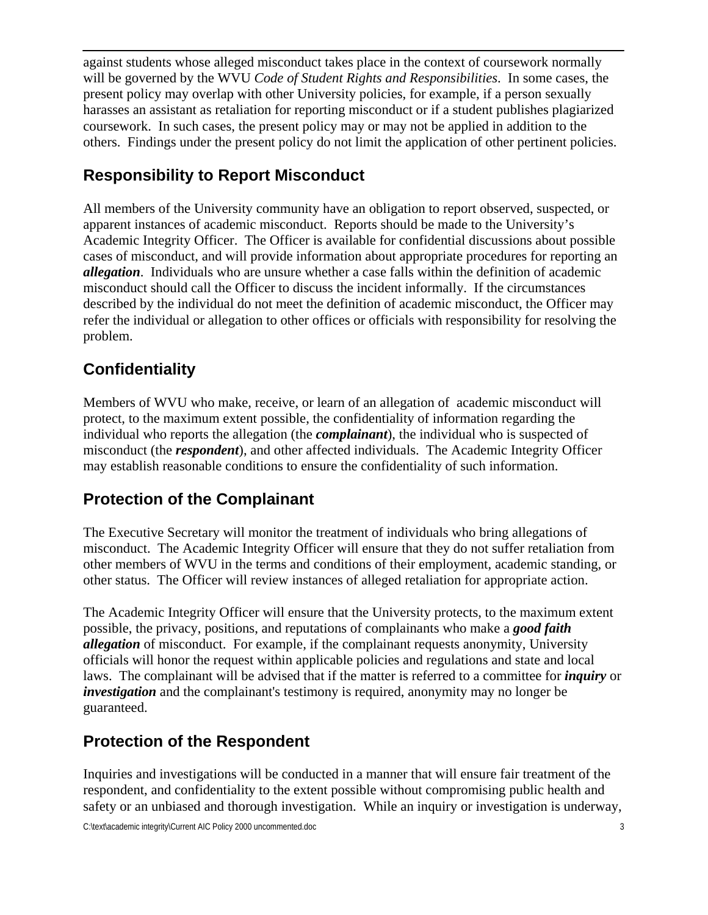against students whose alleged misconduct takes place in the context of coursework normally will be governed by the WVU *Code of Student Rights and Responsibilities*. In some cases, the present policy may overlap with other University policies, for example, if a person sexually harasses an assistant as retaliation for reporting misconduct or if a student publishes plagiarized coursework. In such cases, the present policy may or may not be applied in addition to the others. Findings under the present policy do not limit the application of other pertinent policies.

## Responsibility to Report Misconduct

All members of the University community have an obligation to report observed, suspected, or apparent instances of academic misconduct. Reports should be made to the University's Academic Integrity Officer. The Officer is available for confidential discussions about possible cases of misconduct, and will provide information about appropriate procedures for reporting an ***allegation***. Individuals who are unsure whether a case falls within the definition of academic misconduct should call the Officer to discuss the incident informally. If the circumstances described by the individual do not meet the definition of academic misconduct, the Officer may refer the individual or allegation to other offices or officials with responsibility for resolving the problem.

## Confidentiality

Members of WVU who make, receive, or learn of an allegation of academic misconduct will protect, to the maximum extent possible, the confidentiality of information regarding the individual who reports the allegation (the ***complainant***), the individual who is suspected of misconduct (the ***respondent***), and other affected individuals. The Academic Integrity Officer may establish reasonable conditions to ensure the confidentiality of such information.

## Protection of the Complainant

The Executive Secretary will monitor the treatment of individuals who bring allegations of misconduct. The Academic Integrity Officer will ensure that they do not suffer retaliation from other members of WVU in the terms and conditions of their employment, academic standing, or other status. The Officer will review instances of alleged retaliation for appropriate action.

The Academic Integrity Officer will ensure that the University protects, to the maximum extent possible, the privacy, positions, and reputations of complainants who make a ***good faith allegation*** of misconduct. For example, if the complainant requests anonymity, University officials will honor the request within applicable policies and regulations and state and local laws. The complainant will be advised that if the matter is referred to a committee for ***inquiry*** or ***investigation*** and the complainant's testimony is required, anonymity may no longer be guaranteed.

## Protection of the Respondent

Inquiries and investigations will be conducted in a manner that will ensure fair treatment of the respondent, and confidentiality to the extent possible without compromising public health and safety or an unbiased and thorough investigation. While an inquiry or investigation is underway,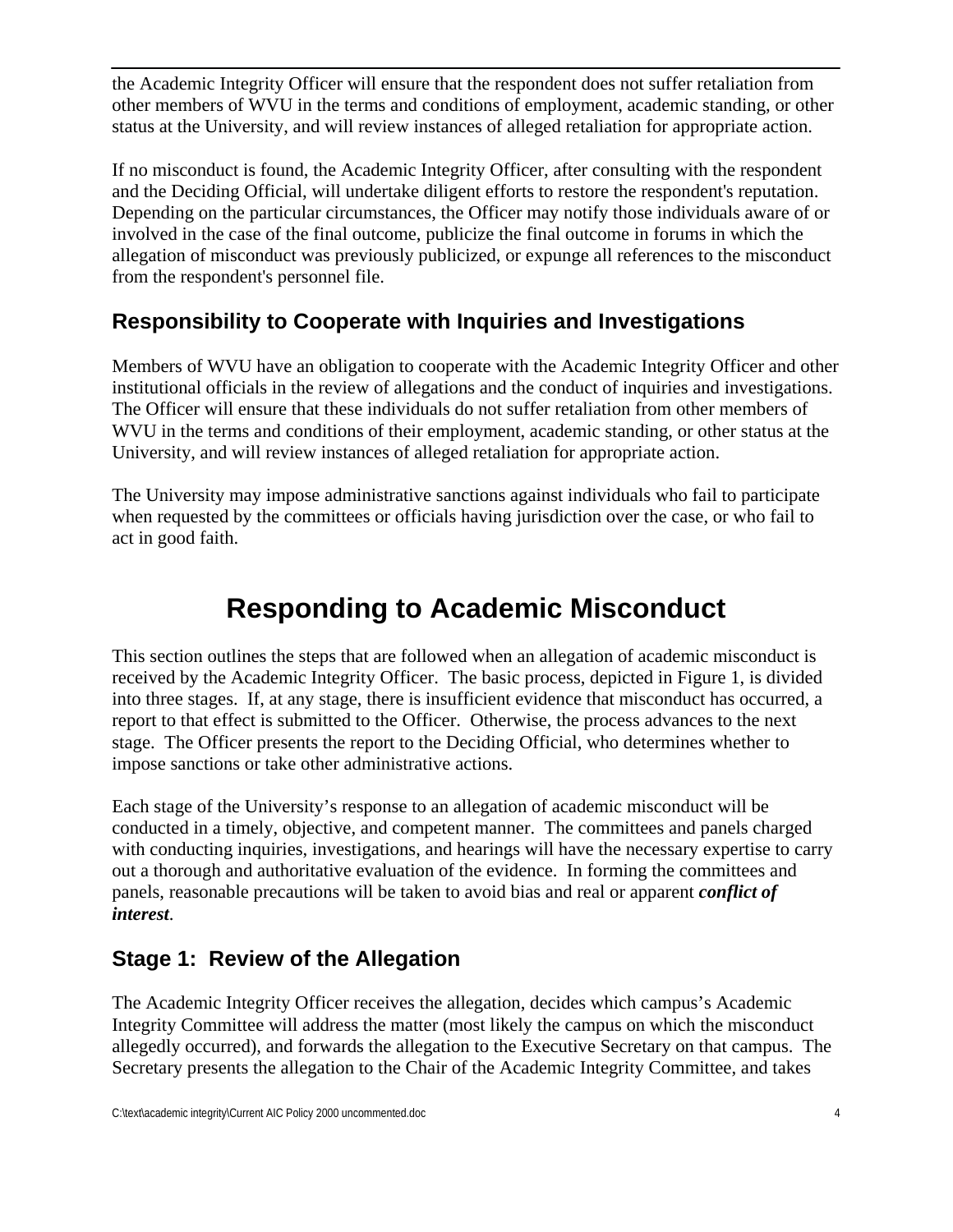the Academic Integrity Officer will ensure that the respondent does not suffer retaliation from other members of WVU in the terms and conditions of employment, academic standing, or other status at the University, and will review instances of alleged retaliation for appropriate action.

If no misconduct is found, the Academic Integrity Officer, after consulting with the respondent and the Deciding Official, will undertake diligent efforts to restore the respondent's reputation. Depending on the particular circumstances, the Officer may notify those individuals aware of or involved in the case of the final outcome, publicize the final outcome in forums in which the allegation of misconduct was previously publicized, or expunge all references to the misconduct from the respondent's personnel file.

## Responsibility to Cooperate with Inquiries and Investigations

Members of WVU have an obligation to cooperate with the Academic Integrity Officer and other institutional officials in the review of allegations and the conduct of inquiries and investigations. The Officer will ensure that these individuals do not suffer retaliation from other members of WVU in the terms and conditions of their employment, academic standing, or other status at the University, and will review instances of alleged retaliation for appropriate action.

The University may impose administrative sanctions against individuals who fail to participate when requested by the committees or officials having jurisdiction over the case, or who fail to act in good faith.

# Responding to Academic Misconduct

This section outlines the steps that are followed when an allegation of academic misconduct is received by the Academic Integrity Officer. The basic process, depicted in Figure 1, is divided into three stages. If, at any stage, there is insufficient evidence that misconduct has occurred, a report to that effect is submitted to the Officer. Otherwise, the process advances to the next stage. The Officer presents the report to the Deciding Official, who determines whether to impose sanctions or take other administrative actions.

Each stage of the University's response to an allegation of academic misconduct will be conducted in a timely, objective, and competent manner. The committees and panels charged with conducting inquiries, investigations, and hearings will have the necessary expertise to carry out a thorough and authoritative evaluation of the evidence. In forming the committees and panels, reasonable precautions will be taken to avoid bias and real or apparent ***conflict of interest***.

## Stage 1: Review of the Allegation

The Academic Integrity Officer receives the allegation, decides which campus's Academic Integrity Committee will address the matter (most likely the campus on which the misconduct allegedly occurred), and forwards the allegation to the Executive Secretary on that campus. The Secretary presents the allegation to the Chair of the Academic Integrity Committee, and takes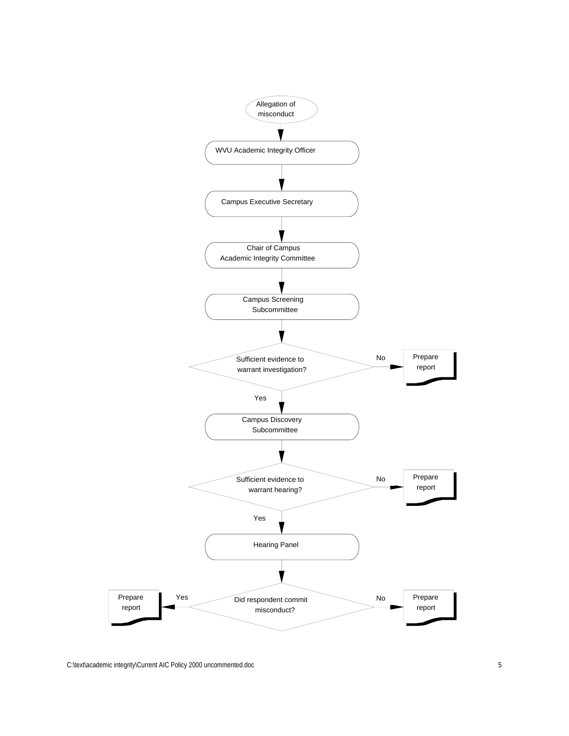Allegation of misconduct

↓

WVU Academic Integrity Officer

↓

Campus Executive Secretary

↓

Chair of Campus Academic Integrity Committee

↓

Campus Screening Subcommittee

↓

Sufficient evidence to warrant investigation? — No → Prepare report

Yes ↓

Campus Discovery Subcommittee

↓

Sufficient evidence to warrant hearing? — No → Prepare report

Yes ↓

Hearing Panel

↓

Did respondent commit misconduct? — Yes → Prepare report; No → Prepare report

C:\text\academic integrity\Current AIC Policy 2000 uncommented.doc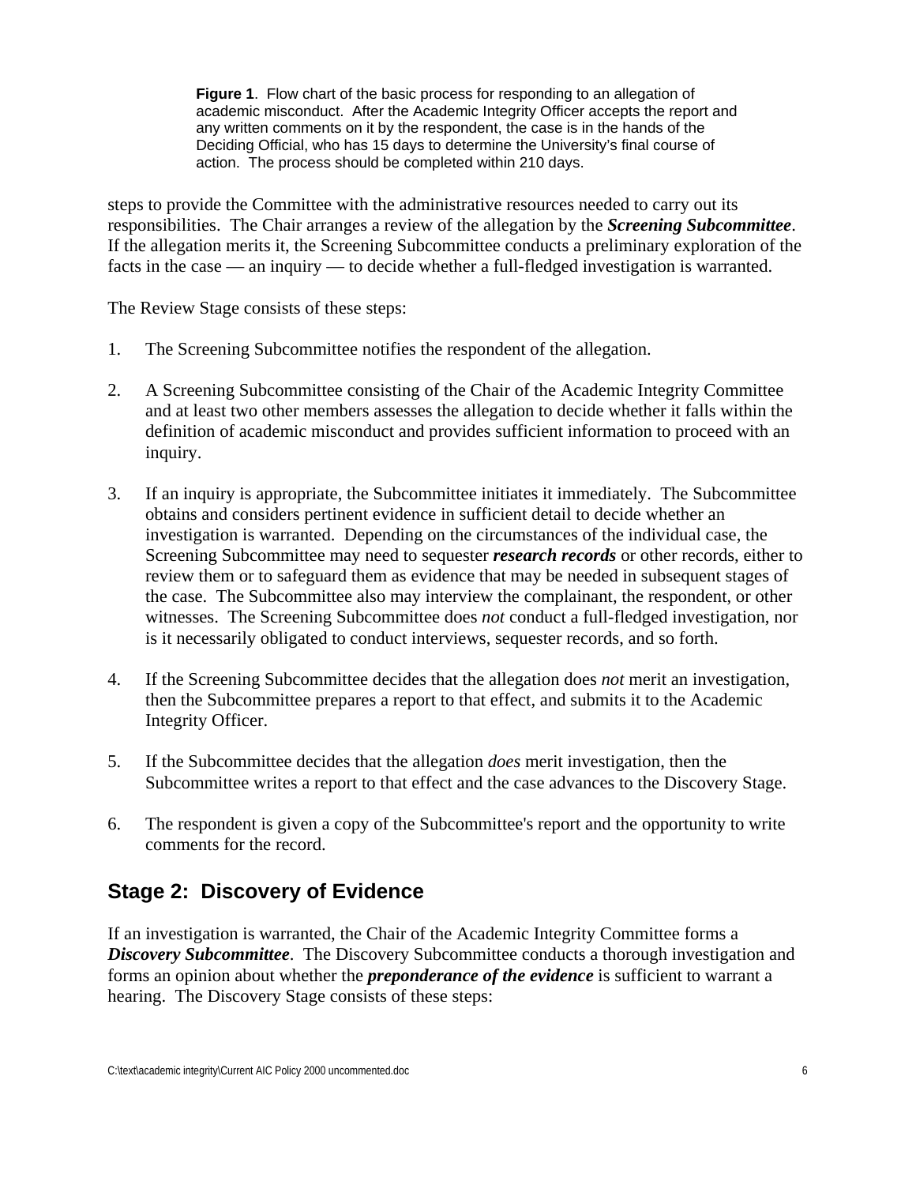**Figure 1**. Flow chart of the basic process for responding to an allegation of academic misconduct. After the Academic Integrity Officer accepts the report and any written comments on it by the respondent, the case is in the hands of the Deciding Official, who has 15 days to determine the University's final course of action. The process should be completed within 210 days.

steps to provide the Committee with the administrative resources needed to carry out its responsibilities. The Chair arranges a review of the allegation by the ***Screening Subcommittee***. If the allegation merits it, the Screening Subcommittee conducts a preliminary exploration of the facts in the case — an inquiry — to decide whether a full-fledged investigation is warranted.

The Review Stage consists of these steps:

1. The Screening Subcommittee notifies the respondent of the allegation.

2. A Screening Subcommittee consisting of the Chair of the Academic Integrity Committee and at least two other members assesses the allegation to decide whether it falls within the definition of academic misconduct and provides sufficient information to proceed with an inquiry.

3. If an inquiry is appropriate, the Subcommittee initiates it immediately. The Subcommittee obtains and considers pertinent evidence in sufficient detail to decide whether an investigation is warranted. Depending on the circumstances of the individual case, the Screening Subcommittee may need to sequester ***research records*** or other records, either to review them or to safeguard them as evidence that may be needed in subsequent stages of the case. The Subcommittee also may interview the complainant, the respondent, or other witnesses. The Screening Subcommittee does *not* conduct a full-fledged investigation, nor is it necessarily obligated to conduct interviews, sequester records, and so forth.

4. If the Screening Subcommittee decides that the allegation does *not* merit an investigation, then the Subcommittee prepares a report to that effect, and submits it to the Academic Integrity Officer.

5. If the Subcommittee decides that the allegation *does* merit investigation, then the Subcommittee writes a report to that effect and the case advances to the Discovery Stage.

6. The respondent is given a copy of the Subcommittee's report and the opportunity to write comments for the record.

## Stage 2: Discovery of Evidence

If an investigation is warranted, the Chair of the Academic Integrity Committee forms a ***Discovery Subcommittee***. The Discovery Subcommittee conducts a thorough investigation and forms an opinion about whether the ***preponderance of the evidence*** is sufficient to warrant a hearing. The Discovery Stage consists of these steps: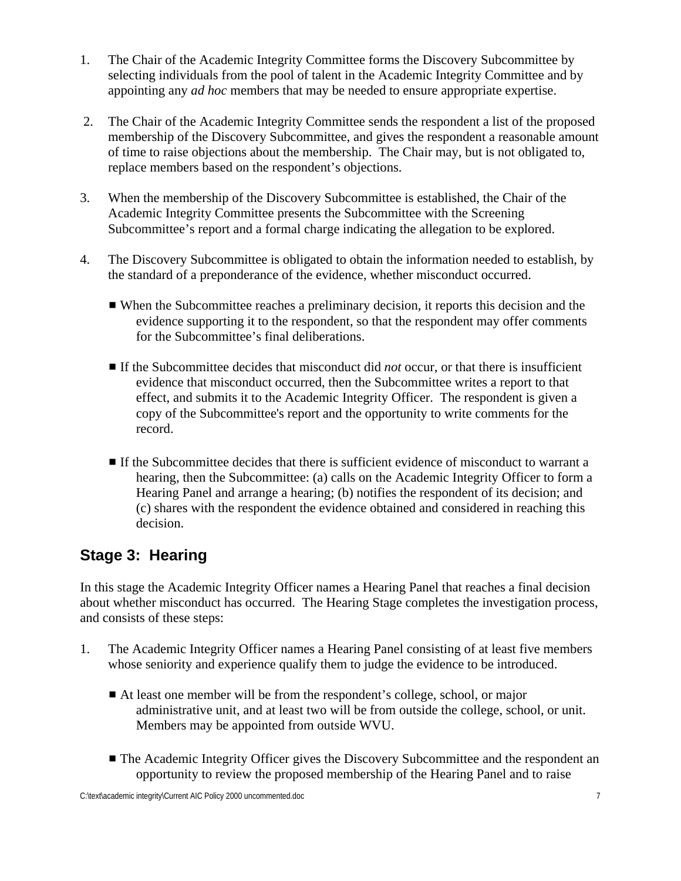1. The Chair of the Academic Integrity Committee forms the Discovery Subcommittee by selecting individuals from the pool of talent in the Academic Integrity Committee and by appointing any *ad hoc* members that may be needed to ensure appropriate expertise.

2. The Chair of the Academic Integrity Committee sends the respondent a list of the proposed membership of the Discovery Subcommittee, and gives the respondent a reasonable amount of time to raise objections about the membership. The Chair may, but is not obligated to, replace members based on the respondent's objections.

3. When the membership of the Discovery Subcommittee is established, the Chair of the Academic Integrity Committee presents the Subcommittee with the Screening Subcommittee's report and a formal charge indicating the allegation to be explored.

4. The Discovery Subcommittee is obligated to obtain the information needed to establish, by the standard of a preponderance of the evidence, whether misconduct occurred.

   - When the Subcommittee reaches a preliminary decision, it reports this decision and the evidence supporting it to the respondent, so that the respondent may offer comments for the Subcommittee's final deliberations.

   - If the Subcommittee decides that misconduct did *not* occur, or that there is insufficient evidence that misconduct occurred, then the Subcommittee writes a report to that effect, and submits it to the Academic Integrity Officer. The respondent is given a copy of the Subcommittee's report and the opportunity to write comments for the record.

   - If the Subcommittee decides that there is sufficient evidence of misconduct to warrant a hearing, then the Subcommittee: (a) calls on the Academic Integrity Officer to form a Hearing Panel and arrange a hearing; (b) notifies the respondent of its decision; and (c) shares with the respondent the evidence obtained and considered in reaching this decision.

## Stage 3: Hearing

In this stage the Academic Integrity Officer names a Hearing Panel that reaches a final decision about whether misconduct has occurred. The Hearing Stage completes the investigation process, and consists of these steps:

1. The Academic Integrity Officer names a Hearing Panel consisting of at least five members whose seniority and experience qualify them to judge the evidence to be introduced.

   - At least one member will be from the respondent's college, school, or major administrative unit, and at least two will be from outside the college, school, or unit. Members may be appointed from outside WVU.

   - The Academic Integrity Officer gives the Discovery Subcommittee and the respondent an opportunity to review the proposed membership of the Hearing Panel and to raise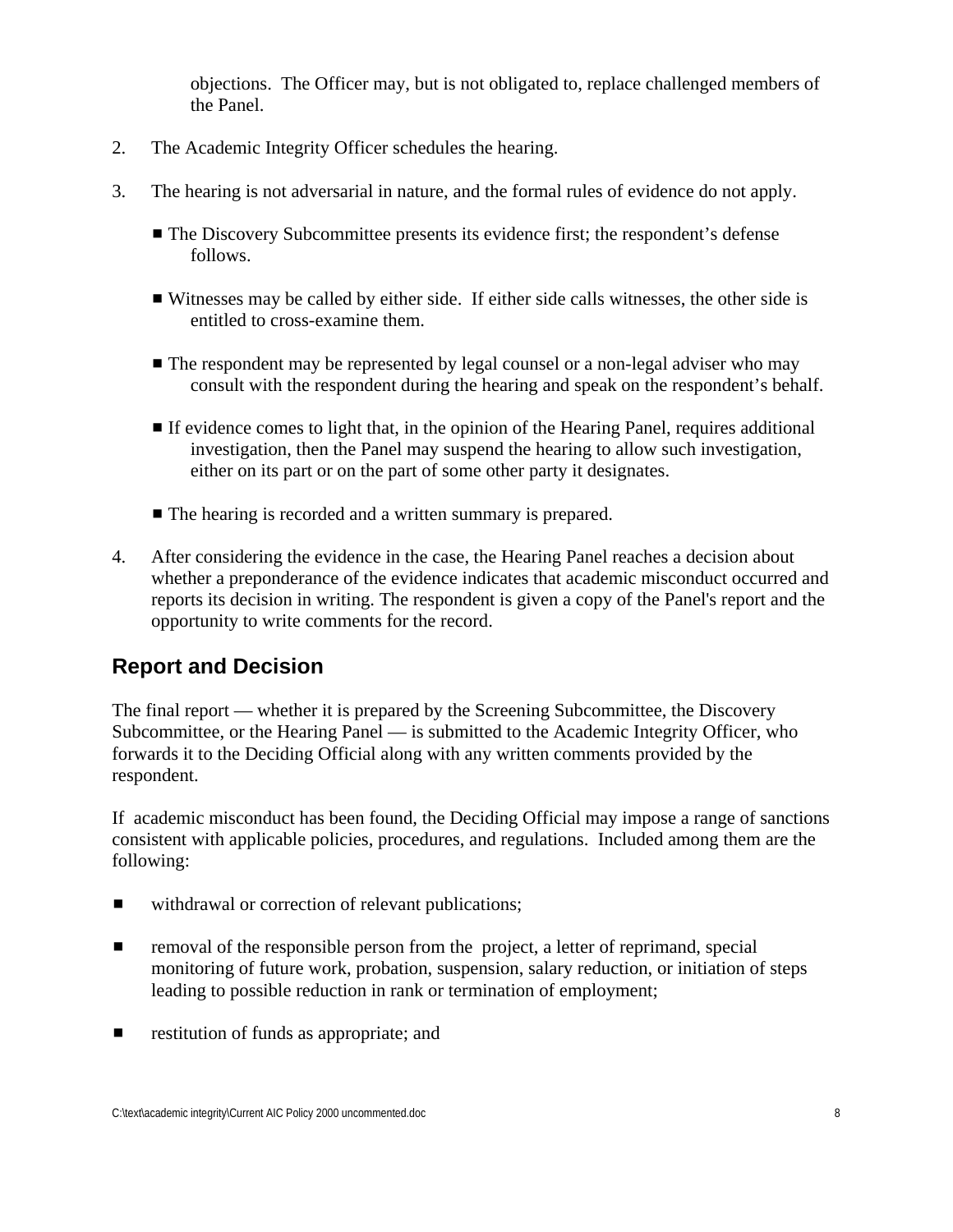objections. The Officer may, but is not obligated to, replace challenged members of the Panel.

2. The Academic Integrity Officer schedules the hearing.

3. The hearing is not adversarial in nature, and the formal rules of evidence do not apply.

   - The Discovery Subcommittee presents its evidence first; the respondent's defense follows.

   - Witnesses may be called by either side. If either side calls witnesses, the other side is entitled to cross-examine them.

   - The respondent may be represented by legal counsel or a non-legal adviser who may consult with the respondent during the hearing and speak on the respondent's behalf.

   - If evidence comes to light that, in the opinion of the Hearing Panel, requires additional investigation, then the Panel may suspend the hearing to allow such investigation, either on its part or on the part of some other party it designates.

   - The hearing is recorded and a written summary is prepared.

4. After considering the evidence in the case, the Hearing Panel reaches a decision about whether a preponderance of the evidence indicates that academic misconduct occurred and reports its decision in writing. The respondent is given a copy of the Panel's report and the opportunity to write comments for the record.

## Report and Decision

The final report — whether it is prepared by the Screening Subcommittee, the Discovery Subcommittee, or the Hearing Panel — is submitted to the Academic Integrity Officer, who forwards it to the Deciding Official along with any written comments provided by the respondent.

If academic misconduct has been found, the Deciding Official may impose a range of sanctions consistent with applicable policies, procedures, and regulations. Included among them are the following:

- withdrawal or correction of relevant publications;

- removal of the responsible person from the project, a letter of reprimand, special monitoring of future work, probation, suspension, salary reduction, or initiation of steps leading to possible reduction in rank or termination of employment;

- restitution of funds as appropriate; and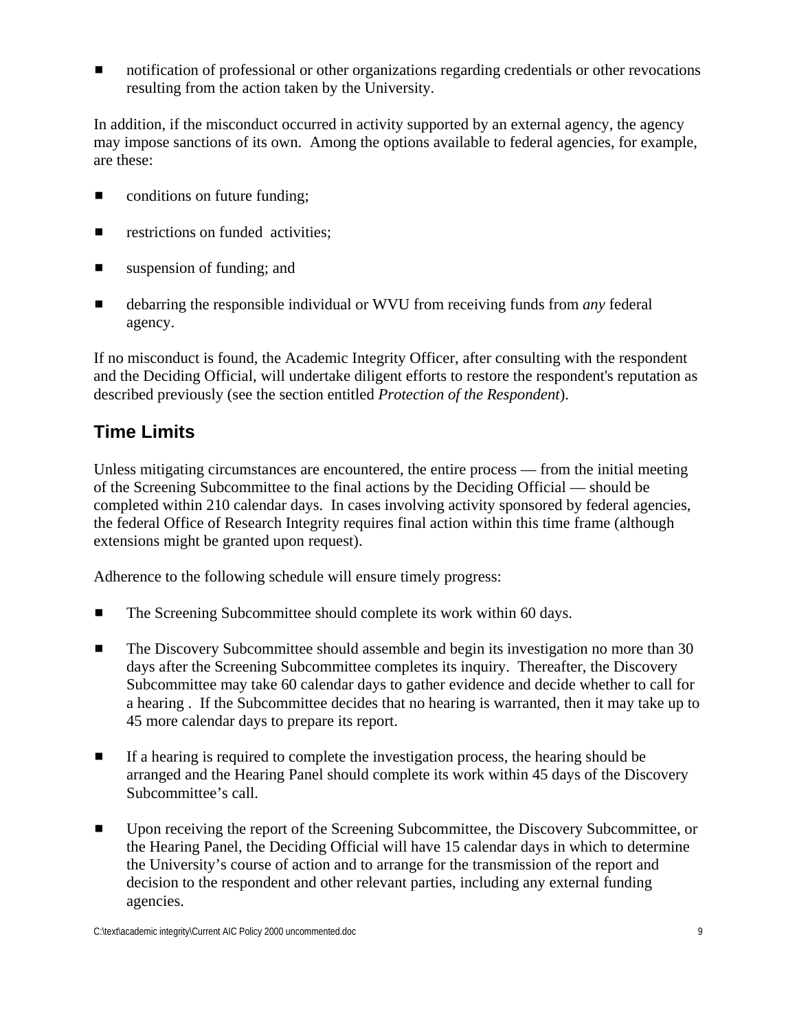- notification of professional or other organizations regarding credentials or other revocations resulting from the action taken by the University.

In addition, if the misconduct occurred in activity supported by an external agency, the agency may impose sanctions of its own. Among the options available to federal agencies, for example, are these:

- conditions on future funding;
- restrictions on funded activities;
- suspension of funding; and
- debarring the responsible individual or WVU from receiving funds from *any* federal agency.

If no misconduct is found, the Academic Integrity Officer, after consulting with the respondent and the Deciding Official, will undertake diligent efforts to restore the respondent's reputation as described previously (see the section entitled *Protection of the Respondent*).

## Time Limits

Unless mitigating circumstances are encountered, the entire process — from the initial meeting of the Screening Subcommittee to the final actions by the Deciding Official — should be completed within 210 calendar days. In cases involving activity sponsored by federal agencies, the federal Office of Research Integrity requires final action within this time frame (although extensions might be granted upon request).

Adherence to the following schedule will ensure timely progress:

- The Screening Subcommittee should complete its work within 60 days.
- The Discovery Subcommittee should assemble and begin its investigation no more than 30 days after the Screening Subcommittee completes its inquiry. Thereafter, the Discovery Subcommittee may take 60 calendar days to gather evidence and decide whether to call for a hearing . If the Subcommittee decides that no hearing is warranted, then it may take up to 45 more calendar days to prepare its report.
- If a hearing is required to complete the investigation process, the hearing should be arranged and the Hearing Panel should complete its work within 45 days of the Discovery Subcommittee's call.
- Upon receiving the report of the Screening Subcommittee, the Discovery Subcommittee, or the Hearing Panel, the Deciding Official will have 15 calendar days in which to determine the University's course of action and to arrange for the transmission of the report and decision to the respondent and other relevant parties, including any external funding agencies.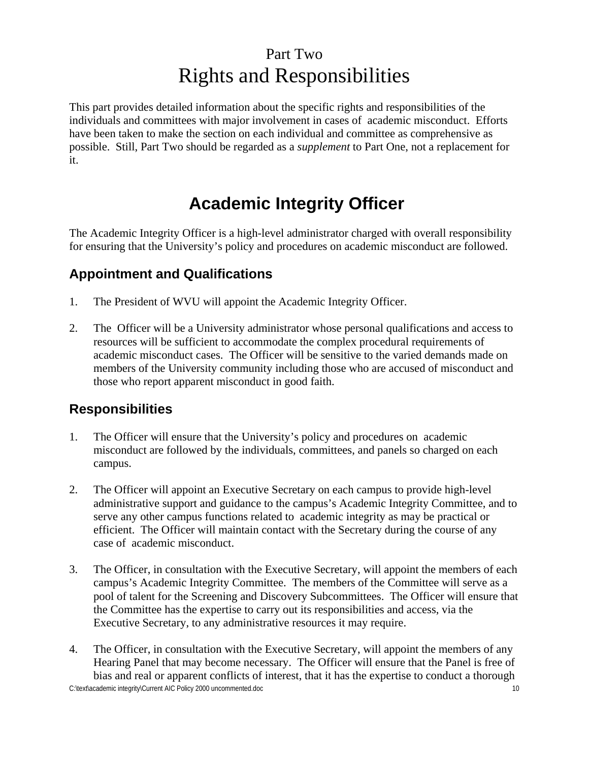# Part Two
# Rights and Responsibilities

This part provides detailed information about the specific rights and responsibilities of the individuals and committees with major involvement in cases of academic misconduct. Efforts have been taken to make the section on each individual and committee as comprehensive as possible. Still, Part Two should be regarded as a *supplement* to Part One, not a replacement for it.

## Academic Integrity Officer

The Academic Integrity Officer is a high-level administrator charged with overall responsibility for ensuring that the University's policy and procedures on academic misconduct are followed.

### Appointment and Qualifications

1. The President of WVU will appoint the Academic Integrity Officer.

2. The Officer will be a University administrator whose personal qualifications and access to resources will be sufficient to accommodate the complex procedural requirements of academic misconduct cases. The Officer will be sensitive to the varied demands made on members of the University community including those who are accused of misconduct and those who report apparent misconduct in good faith.

### Responsibilities

1. The Officer will ensure that the University's policy and procedures on academic misconduct are followed by the individuals, committees, and panels so charged on each campus.

2. The Officer will appoint an Executive Secretary on each campus to provide high-level administrative support and guidance to the campus's Academic Integrity Committee, and to serve any other campus functions related to academic integrity as may be practical or efficient. The Officer will maintain contact with the Secretary during the course of any case of academic misconduct.

3. The Officer, in consultation with the Executive Secretary, will appoint the members of each campus's Academic Integrity Committee. The members of the Committee will serve as a pool of talent for the Screening and Discovery Subcommittees. The Officer will ensure that the Committee has the expertise to carry out its responsibilities and access, via the Executive Secretary, to any administrative resources it may require.

4. The Officer, in consultation with the Executive Secretary, will appoint the members of any Hearing Panel that may become necessary. The Officer will ensure that the Panel is free of bias and real or apparent conflicts of interest, that it has the expertise to conduct a thorough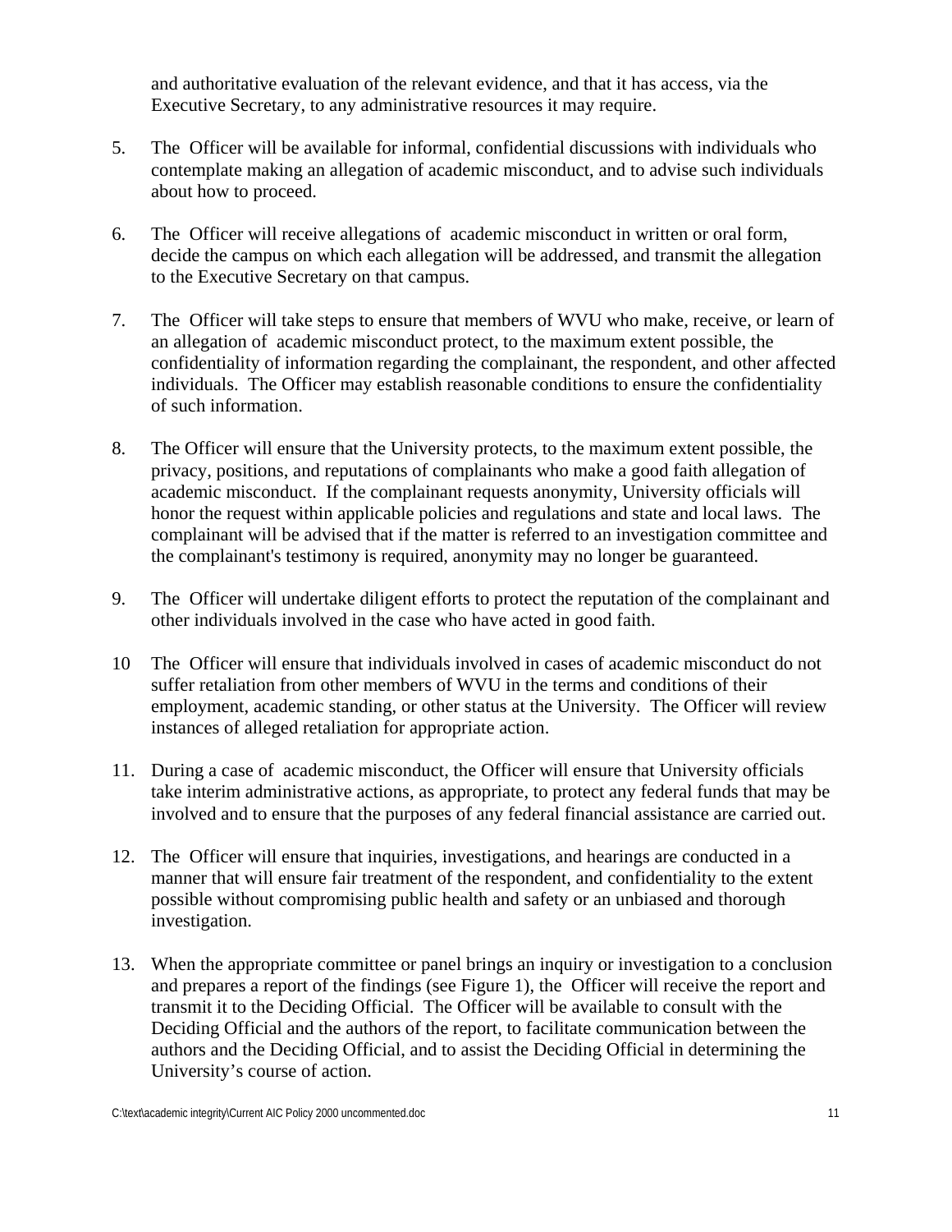and authoritative evaluation of the relevant evidence, and that it has access, via the Executive Secretary, to any administrative resources it may require.

5. The Officer will be available for informal, confidential discussions with individuals who contemplate making an allegation of academic misconduct, and to advise such individuals about how to proceed.

6. The Officer will receive allegations of academic misconduct in written or oral form, decide the campus on which each allegation will be addressed, and transmit the allegation to the Executive Secretary on that campus.

7. The Officer will take steps to ensure that members of WVU who make, receive, or learn of an allegation of academic misconduct protect, to the maximum extent possible, the confidentiality of information regarding the complainant, the respondent, and other affected individuals. The Officer may establish reasonable conditions to ensure the confidentiality of such information.

8. The Officer will ensure that the University protects, to the maximum extent possible, the privacy, positions, and reputations of complainants who make a good faith allegation of academic misconduct. If the complainant requests anonymity, University officials will honor the request within applicable policies and regulations and state and local laws. The complainant will be advised that if the matter is referred to an investigation committee and the complainant's testimony is required, anonymity may no longer be guaranteed.

9. The Officer will undertake diligent efforts to protect the reputation of the complainant and other individuals involved in the case who have acted in good faith.

10 The Officer will ensure that individuals involved in cases of academic misconduct do not suffer retaliation from other members of WVU in the terms and conditions of their employment, academic standing, or other status at the University. The Officer will review instances of alleged retaliation for appropriate action.

11. During a case of academic misconduct, the Officer will ensure that University officials take interim administrative actions, as appropriate, to protect any federal funds that may be involved and to ensure that the purposes of any federal financial assistance are carried out.

12. The Officer will ensure that inquiries, investigations, and hearings are conducted in a manner that will ensure fair treatment of the respondent, and confidentiality to the extent possible without compromising public health and safety or an unbiased and thorough investigation.

13. When the appropriate committee or panel brings an inquiry or investigation to a conclusion and prepares a report of the findings (see Figure 1), the Officer will receive the report and transmit it to the Deciding Official. The Officer will be available to consult with the Deciding Official and the authors of the report, to facilitate communication between the authors and the Deciding Official, and to assist the Deciding Official in determining the University's course of action.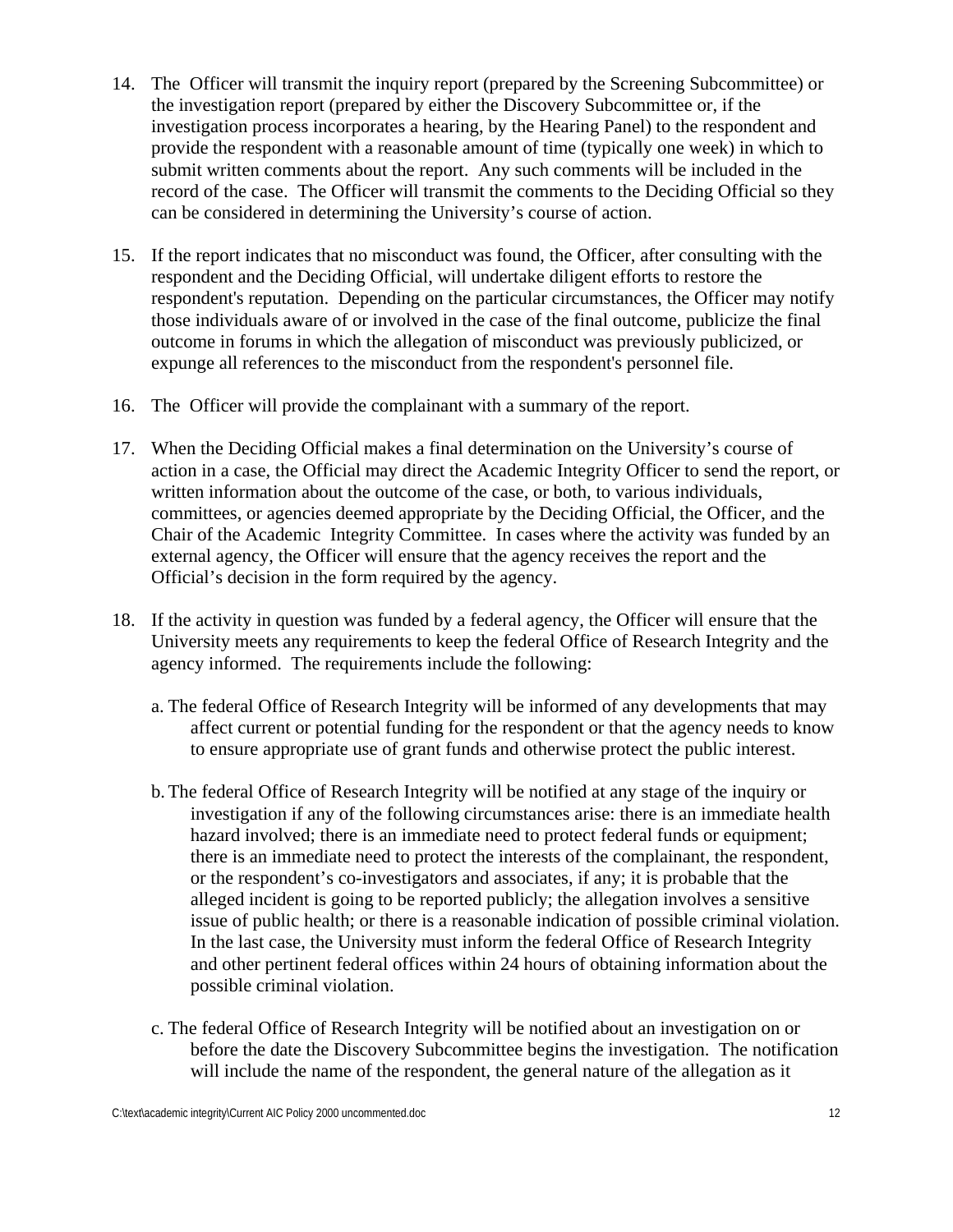14. The Officer will transmit the inquiry report (prepared by the Screening Subcommittee) or the investigation report (prepared by either the Discovery Subcommittee or, if the investigation process incorporates a hearing, by the Hearing Panel) to the respondent and provide the respondent with a reasonable amount of time (typically one week) in which to submit written comments about the report. Any such comments will be included in the record of the case. The Officer will transmit the comments to the Deciding Official so they can be considered in determining the University's course of action.

15. If the report indicates that no misconduct was found, the Officer, after consulting with the respondent and the Deciding Official, will undertake diligent efforts to restore the respondent's reputation. Depending on the particular circumstances, the Officer may notify those individuals aware of or involved in the case of the final outcome, publicize the final outcome in forums in which the allegation of misconduct was previously publicized, or expunge all references to the misconduct from the respondent's personnel file.

16. The Officer will provide the complainant with a summary of the report.

17. When the Deciding Official makes a final determination on the University's course of action in a case, the Official may direct the Academic Integrity Officer to send the report, or written information about the outcome of the case, or both, to various individuals, committees, or agencies deemed appropriate by the Deciding Official, the Officer, and the Chair of the Academic Integrity Committee. In cases where the activity was funded by an external agency, the Officer will ensure that the agency receives the report and the Official's decision in the form required by the agency.

18. If the activity in question was funded by a federal agency, the Officer will ensure that the University meets any requirements to keep the federal Office of Research Integrity and the agency informed. The requirements include the following:

    a. The federal Office of Research Integrity will be informed of any developments that may affect current or potential funding for the respondent or that the agency needs to know to ensure appropriate use of grant funds and otherwise protect the public interest.

    b. The federal Office of Research Integrity will be notified at any stage of the inquiry or investigation if any of the following circumstances arise: there is an immediate health hazard involved; there is an immediate need to protect federal funds or equipment; there is an immediate need to protect the interests of the complainant, the respondent, or the respondent's co-investigators and associates, if any; it is probable that the alleged incident is going to be reported publicly; the allegation involves a sensitive issue of public health; or there is a reasonable indication of possible criminal violation. In the last case, the University must inform the federal Office of Research Integrity and other pertinent federal offices within 24 hours of obtaining information about the possible criminal violation.

    c. The federal Office of Research Integrity will be notified about an investigation on or before the date the Discovery Subcommittee begins the investigation. The notification will include the name of the respondent, the general nature of the allegation as it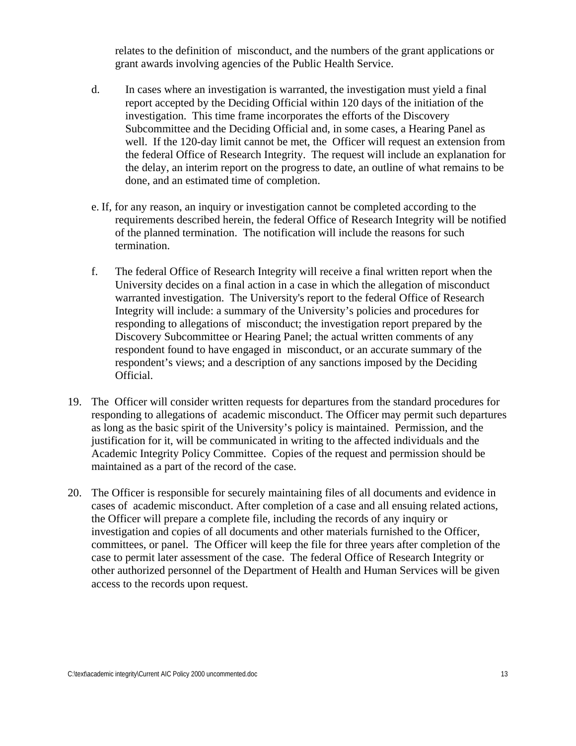relates to the definition of misconduct, and the numbers of the grant applications or grant awards involving agencies of the Public Health Service.

d. In cases where an investigation is warranted, the investigation must yield a final report accepted by the Deciding Official within 120 days of the initiation of the investigation. This time frame incorporates the efforts of the Discovery Subcommittee and the Deciding Official and, in some cases, a Hearing Panel as well. If the 120-day limit cannot be met, the Officer will request an extension from the federal Office of Research Integrity. The request will include an explanation for the delay, an interim report on the progress to date, an outline of what remains to be done, and an estimated time of completion.

e. If, for any reason, an inquiry or investigation cannot be completed according to the requirements described herein, the federal Office of Research Integrity will be notified of the planned termination. The notification will include the reasons for such termination.

f. The federal Office of Research Integrity will receive a final written report when the University decides on a final action in a case in which the allegation of misconduct warranted investigation. The University's report to the federal Office of Research Integrity will include: a summary of the University's policies and procedures for responding to allegations of misconduct; the investigation report prepared by the Discovery Subcommittee or Hearing Panel; the actual written comments of any respondent found to have engaged in misconduct, or an accurate summary of the respondent's views; and a description of any sanctions imposed by the Deciding Official.

19. The Officer will consider written requests for departures from the standard procedures for responding to allegations of academic misconduct. The Officer may permit such departures as long as the basic spirit of the University's policy is maintained. Permission, and the justification for it, will be communicated in writing to the affected individuals and the Academic Integrity Policy Committee. Copies of the request and permission should be maintained as a part of the record of the case.

20. The Officer is responsible for securely maintaining files of all documents and evidence in cases of academic misconduct. After completion of a case and all ensuing related actions, the Officer will prepare a complete file, including the records of any inquiry or investigation and copies of all documents and other materials furnished to the Officer, committees, or panel. The Officer will keep the file for three years after completion of the case to permit later assessment of the case. The federal Office of Research Integrity or other authorized personnel of the Department of Health and Human Services will be given access to the records upon request.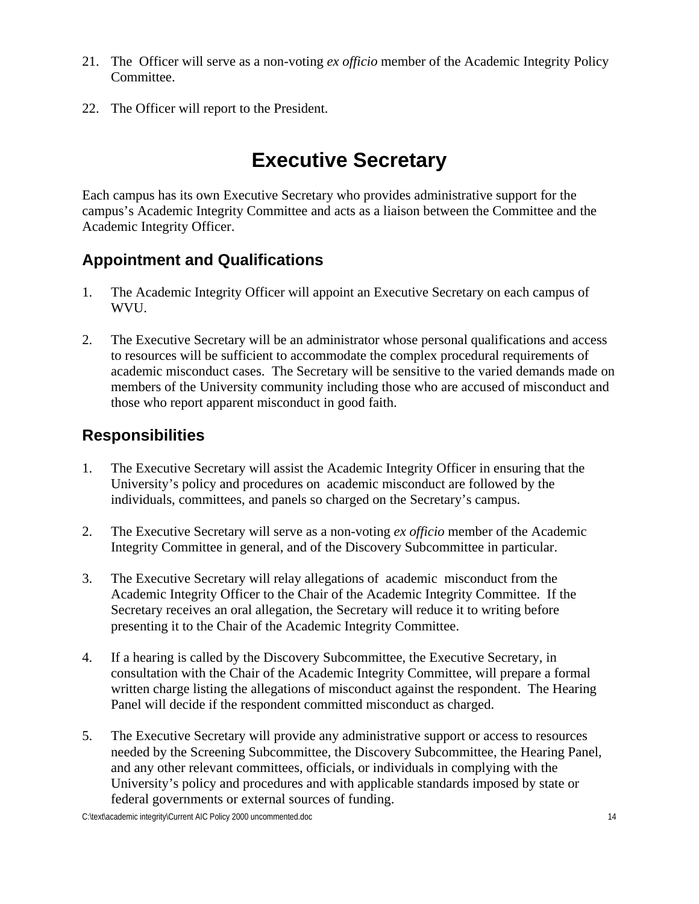21. The Officer will serve as a non-voting *ex officio* member of the Academic Integrity Policy Committee.

22. The Officer will report to the President.

# Executive Secretary

Each campus has its own Executive Secretary who provides administrative support for the campus's Academic Integrity Committee and acts as a liaison between the Committee and the Academic Integrity Officer.

## Appointment and Qualifications

1. The Academic Integrity Officer will appoint an Executive Secretary on each campus of WVU.

2. The Executive Secretary will be an administrator whose personal qualifications and access to resources will be sufficient to accommodate the complex procedural requirements of academic misconduct cases. The Secretary will be sensitive to the varied demands made on members of the University community including those who are accused of misconduct and those who report apparent misconduct in good faith.

## Responsibilities

1. The Executive Secretary will assist the Academic Integrity Officer in ensuring that the University's policy and procedures on academic misconduct are followed by the individuals, committees, and panels so charged on the Secretary's campus.

2. The Executive Secretary will serve as a non-voting *ex officio* member of the Academic Integrity Committee in general, and of the Discovery Subcommittee in particular.

3. The Executive Secretary will relay allegations of academic misconduct from the Academic Integrity Officer to the Chair of the Academic Integrity Committee. If the Secretary receives an oral allegation, the Secretary will reduce it to writing before presenting it to the Chair of the Academic Integrity Committee.

4. If a hearing is called by the Discovery Subcommittee, the Executive Secretary, in consultation with the Chair of the Academic Integrity Committee, will prepare a formal written charge listing the allegations of misconduct against the respondent. The Hearing Panel will decide if the respondent committed misconduct as charged.

5. The Executive Secretary will provide any administrative support or access to resources needed by the Screening Subcommittee, the Discovery Subcommittee, the Hearing Panel, and any other relevant committees, officials, or individuals in complying with the University's policy and procedures and with applicable standards imposed by state or federal governments or external sources of funding.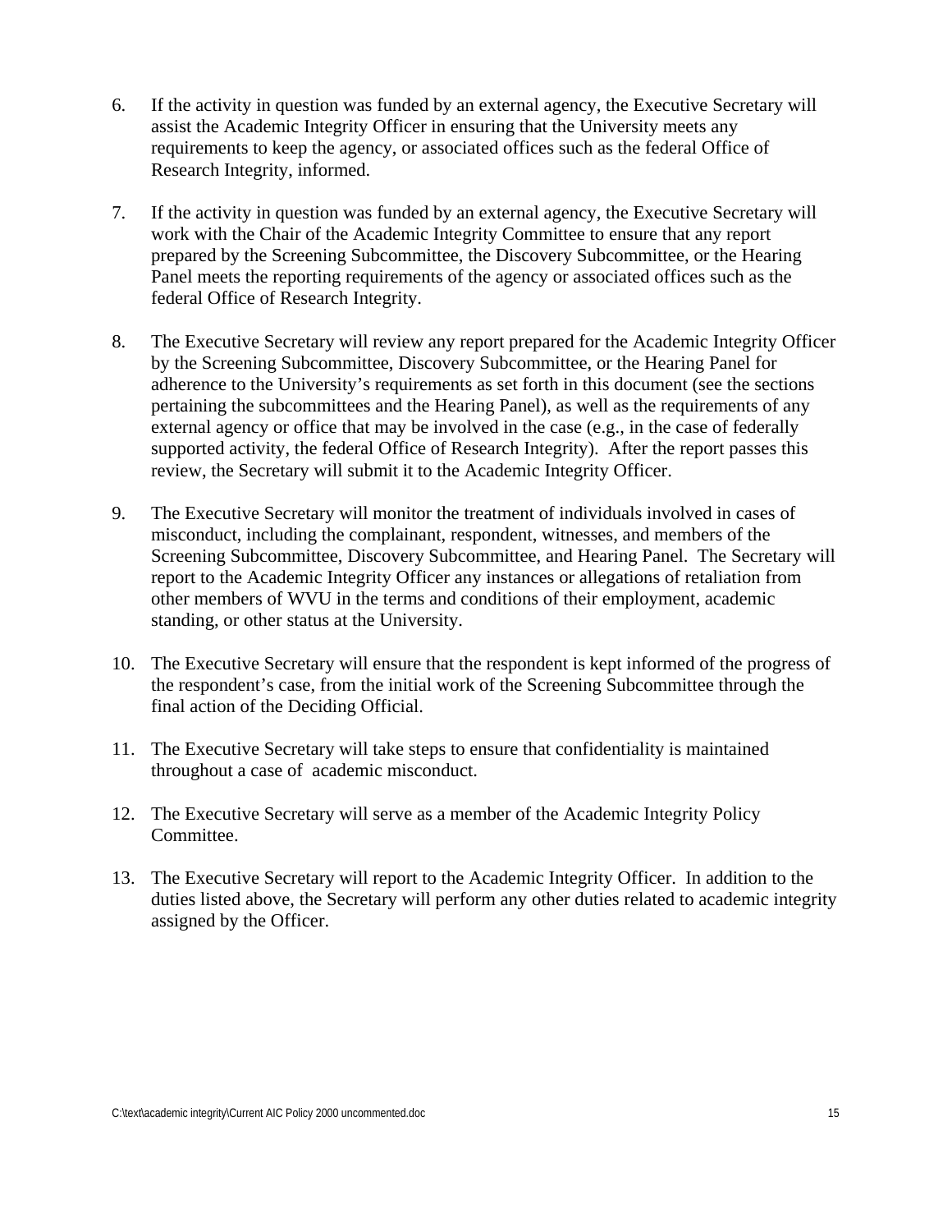6. If the activity in question was funded by an external agency, the Executive Secretary will assist the Academic Integrity Officer in ensuring that the University meets any requirements to keep the agency, or associated offices such as the federal Office of Research Integrity, informed.

7. If the activity in question was funded by an external agency, the Executive Secretary will work with the Chair of the Academic Integrity Committee to ensure that any report prepared by the Screening Subcommittee, the Discovery Subcommittee, or the Hearing Panel meets the reporting requirements of the agency or associated offices such as the federal Office of Research Integrity.

8. The Executive Secretary will review any report prepared for the Academic Integrity Officer by the Screening Subcommittee, Discovery Subcommittee, or the Hearing Panel for adherence to the University's requirements as set forth in this document (see the sections pertaining the subcommittees and the Hearing Panel), as well as the requirements of any external agency or office that may be involved in the case (e.g., in the case of federally supported activity, the federal Office of Research Integrity). After the report passes this review, the Secretary will submit it to the Academic Integrity Officer.

9. The Executive Secretary will monitor the treatment of individuals involved in cases of misconduct, including the complainant, respondent, witnesses, and members of the Screening Subcommittee, Discovery Subcommittee, and Hearing Panel. The Secretary will report to the Academic Integrity Officer any instances or allegations of retaliation from other members of WVU in the terms and conditions of their employment, academic standing, or other status at the University.

10. The Executive Secretary will ensure that the respondent is kept informed of the progress of the respondent's case, from the initial work of the Screening Subcommittee through the final action of the Deciding Official.

11. The Executive Secretary will take steps to ensure that confidentiality is maintained throughout a case of academic misconduct.

12. The Executive Secretary will serve as a member of the Academic Integrity Policy Committee.

13. The Executive Secretary will report to the Academic Integrity Officer. In addition to the duties listed above, the Secretary will perform any other duties related to academic integrity assigned by the Officer.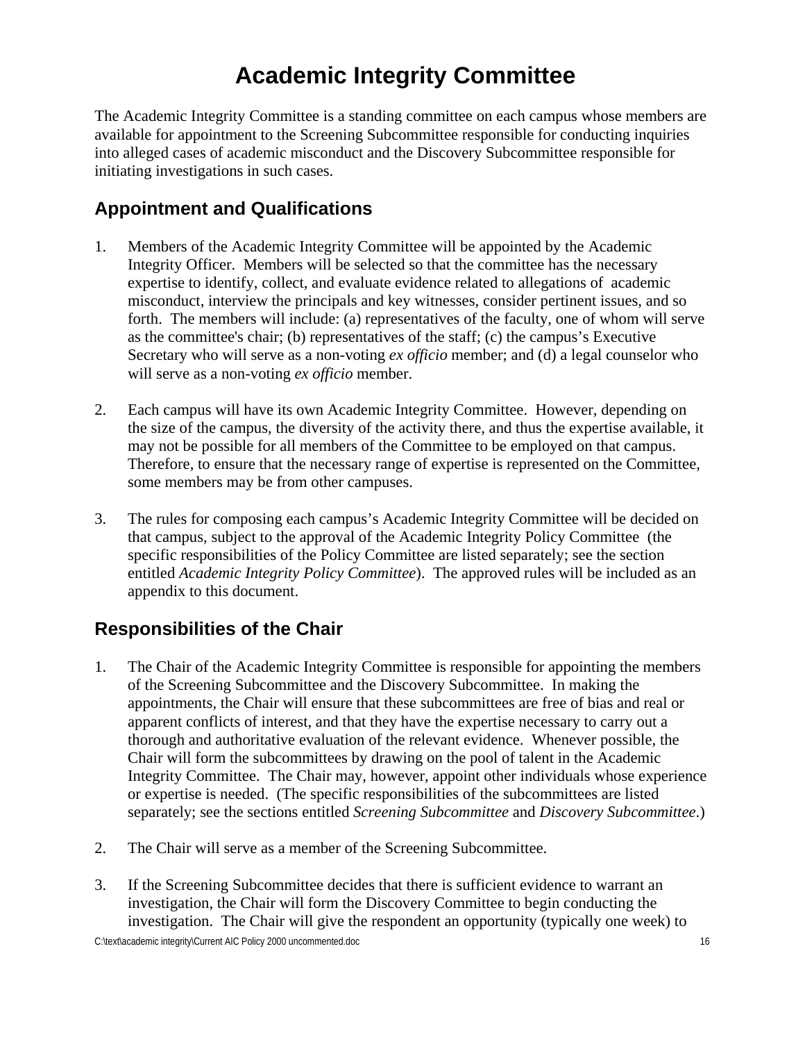# Academic Integrity Committee

The Academic Integrity Committee is a standing committee on each campus whose members are available for appointment to the Screening Subcommittee responsible for conducting inquiries into alleged cases of academic misconduct and the Discovery Subcommittee responsible for initiating investigations in such cases.

## Appointment and Qualifications

1. Members of the Academic Integrity Committee will be appointed by the Academic Integrity Officer. Members will be selected so that the committee has the necessary expertise to identify, collect, and evaluate evidence related to allegations of academic misconduct, interview the principals and key witnesses, consider pertinent issues, and so forth. The members will include: (a) representatives of the faculty, one of whom will serve as the committee's chair; (b) representatives of the staff; (c) the campus's Executive Secretary who will serve as a non-voting *ex officio* member; and (d) a legal counselor who will serve as a non-voting *ex officio* member.

2. Each campus will have its own Academic Integrity Committee. However, depending on the size of the campus, the diversity of the activity there, and thus the expertise available, it may not be possible for all members of the Committee to be employed on that campus. Therefore, to ensure that the necessary range of expertise is represented on the Committee, some members may be from other campuses.

3. The rules for composing each campus's Academic Integrity Committee will be decided on that campus, subject to the approval of the Academic Integrity Policy Committee (the specific responsibilities of the Policy Committee are listed separately; see the section entitled *Academic Integrity Policy Committee*). The approved rules will be included as an appendix to this document.

## Responsibilities of the Chair

1. The Chair of the Academic Integrity Committee is responsible for appointing the members of the Screening Subcommittee and the Discovery Subcommittee. In making the appointments, the Chair will ensure that these subcommittees are free of bias and real or apparent conflicts of interest, and that they have the expertise necessary to carry out a thorough and authoritative evaluation of the relevant evidence. Whenever possible, the Chair will form the subcommittees by drawing on the pool of talent in the Academic Integrity Committee. The Chair may, however, appoint other individuals whose experience or expertise is needed. (The specific responsibilities of the subcommittees are listed separately; see the sections entitled *Screening Subcommittee* and *Discovery Subcommittee*.)

2. The Chair will serve as a member of the Screening Subcommittee.

3. If the Screening Subcommittee decides that there is sufficient evidence to warrant an investigation, the Chair will form the Discovery Committee to begin conducting the investigation. The Chair will give the respondent an opportunity (typically one week) to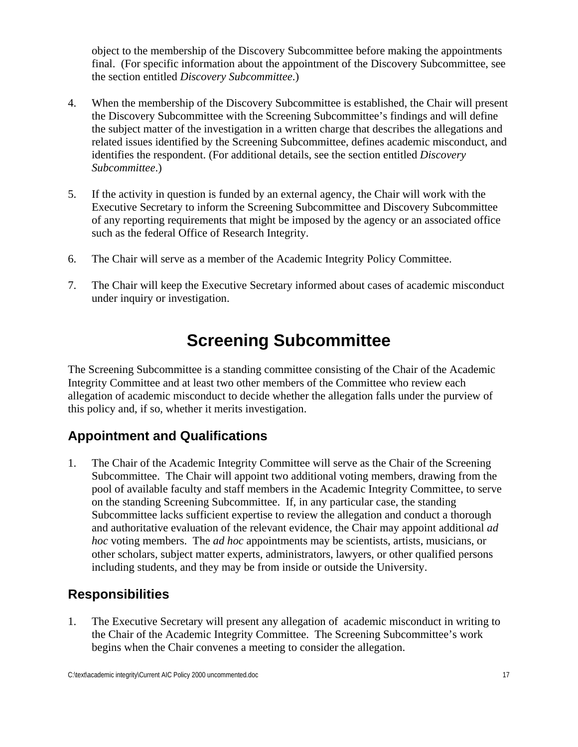object to the membership of the Discovery Subcommittee before making the appointments final. (For specific information about the appointment of the Discovery Subcommittee, see the section entitled *Discovery Subcommittee*.)

4. When the membership of the Discovery Subcommittee is established, the Chair will present the Discovery Subcommittee with the Screening Subcommittee's findings and will define the subject matter of the investigation in a written charge that describes the allegations and related issues identified by the Screening Subcommittee, defines academic misconduct, and identifies the respondent. (For additional details, see the section entitled *Discovery Subcommittee*.)

5. If the activity in question is funded by an external agency, the Chair will work with the Executive Secretary to inform the Screening Subcommittee and Discovery Subcommittee of any reporting requirements that might be imposed by the agency or an associated office such as the federal Office of Research Integrity.

6. The Chair will serve as a member of the Academic Integrity Policy Committee.

7. The Chair will keep the Executive Secretary informed about cases of academic misconduct under inquiry or investigation.

# Screening Subcommittee

The Screening Subcommittee is a standing committee consisting of the Chair of the Academic Integrity Committee and at least two other members of the Committee who review each allegation of academic misconduct to decide whether the allegation falls under the purview of this policy and, if so, whether it merits investigation.

## Appointment and Qualifications

1. The Chair of the Academic Integrity Committee will serve as the Chair of the Screening Subcommittee. The Chair will appoint two additional voting members, drawing from the pool of available faculty and staff members in the Academic Integrity Committee, to serve on the standing Screening Subcommittee. If, in any particular case, the standing Subcommittee lacks sufficient expertise to review the allegation and conduct a thorough and authoritative evaluation of the relevant evidence, the Chair may appoint additional *ad hoc* voting members. The *ad hoc* appointments may be scientists, artists, musicians, or other scholars, subject matter experts, administrators, lawyers, or other qualified persons including students, and they may be from inside or outside the University.

## Responsibilities

1. The Executive Secretary will present any allegation of academic misconduct in writing to the Chair of the Academic Integrity Committee. The Screening Subcommittee's work begins when the Chair convenes a meeting to consider the allegation.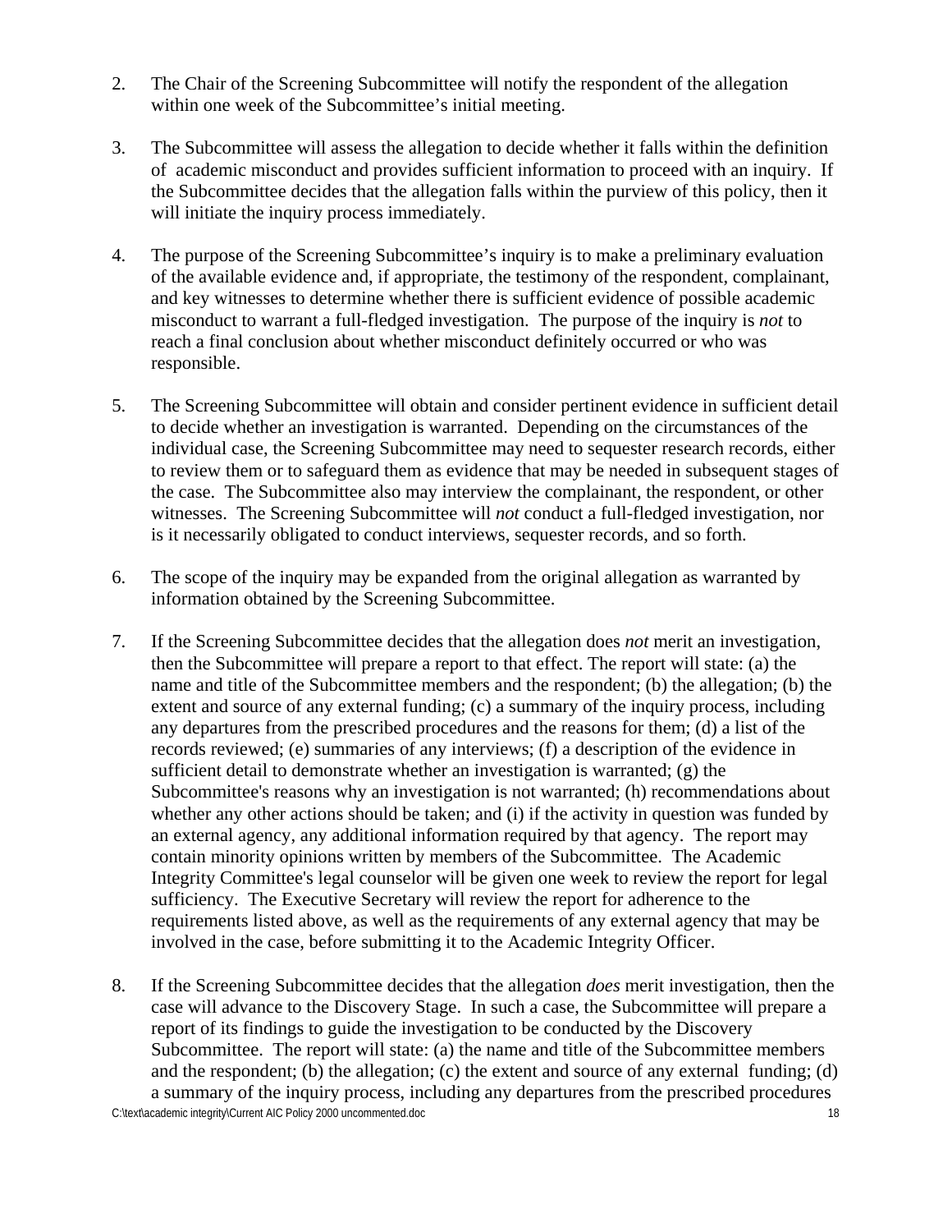2. The Chair of the Screening Subcommittee will notify the respondent of the allegation within one week of the Subcommittee's initial meeting.

3. The Subcommittee will assess the allegation to decide whether it falls within the definition of academic misconduct and provides sufficient information to proceed with an inquiry. If the Subcommittee decides that the allegation falls within the purview of this policy, then it will initiate the inquiry process immediately.

4. The purpose of the Screening Subcommittee's inquiry is to make a preliminary evaluation of the available evidence and, if appropriate, the testimony of the respondent, complainant, and key witnesses to determine whether there is sufficient evidence of possible academic misconduct to warrant a full-fledged investigation. The purpose of the inquiry is *not* to reach a final conclusion about whether misconduct definitely occurred or who was responsible.

5. The Screening Subcommittee will obtain and consider pertinent evidence in sufficient detail to decide whether an investigation is warranted. Depending on the circumstances of the individual case, the Screening Subcommittee may need to sequester research records, either to review them or to safeguard them as evidence that may be needed in subsequent stages of the case. The Subcommittee also may interview the complainant, the respondent, or other witnesses. The Screening Subcommittee will *not* conduct a full-fledged investigation, nor is it necessarily obligated to conduct interviews, sequester records, and so forth.

6. The scope of the inquiry may be expanded from the original allegation as warranted by information obtained by the Screening Subcommittee.

7. If the Screening Subcommittee decides that the allegation does *not* merit an investigation, then the Subcommittee will prepare a report to that effect. The report will state: (a) the name and title of the Subcommittee members and the respondent; (b) the allegation; (b) the extent and source of any external funding; (c) a summary of the inquiry process, including any departures from the prescribed procedures and the reasons for them; (d) a list of the records reviewed; (e) summaries of any interviews; (f) a description of the evidence in sufficient detail to demonstrate whether an investigation is warranted; (g) the Subcommittee's reasons why an investigation is not warranted; (h) recommendations about whether any other actions should be taken; and (i) if the activity in question was funded by an external agency, any additional information required by that agency. The report may contain minority opinions written by members of the Subcommittee. The Academic Integrity Committee's legal counselor will be given one week to review the report for legal sufficiency. The Executive Secretary will review the report for adherence to the requirements listed above, as well as the requirements of any external agency that may be involved in the case, before submitting it to the Academic Integrity Officer.

8. If the Screening Subcommittee decides that the allegation *does* merit investigation, then the case will advance to the Discovery Stage. In such a case, the Subcommittee will prepare a report of its findings to guide the investigation to be conducted by the Discovery Subcommittee. The report will state: (a) the name and title of the Subcommittee members and the respondent; (b) the allegation; (c) the extent and source of any external funding; (d) a summary of the inquiry process, including any departures from the prescribed procedures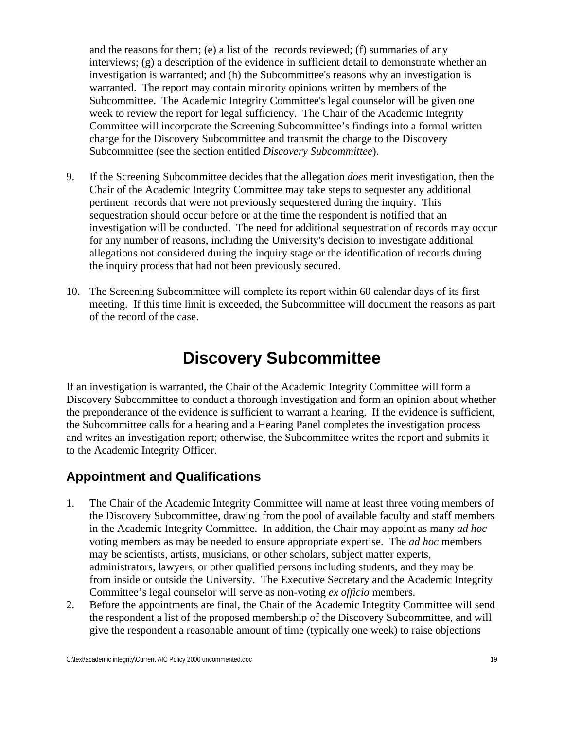and the reasons for them; (e) a list of the records reviewed; (f) summaries of any interviews; (g) a description of the evidence in sufficient detail to demonstrate whether an investigation is warranted; and (h) the Subcommittee's reasons why an investigation is warranted. The report may contain minority opinions written by members of the Subcommittee. The Academic Integrity Committee's legal counselor will be given one week to review the report for legal sufficiency. The Chair of the Academic Integrity Committee will incorporate the Screening Subcommittee's findings into a formal written charge for the Discovery Subcommittee and transmit the charge to the Discovery Subcommittee (see the section entitled *Discovery Subcommittee*).

9. If the Screening Subcommittee decides that the allegation *does* merit investigation, then the Chair of the Academic Integrity Committee may take steps to sequester any additional pertinent records that were not previously sequestered during the inquiry. This sequestration should occur before or at the time the respondent is notified that an investigation will be conducted. The need for additional sequestration of records may occur for any number of reasons, including the University's decision to investigate additional allegations not considered during the inquiry stage or the identification of records during the inquiry process that had not been previously secured.

10. The Screening Subcommittee will complete its report within 60 calendar days of its first meeting. If this time limit is exceeded, the Subcommittee will document the reasons as part of the record of the case.

# Discovery Subcommittee

If an investigation is warranted, the Chair of the Academic Integrity Committee will form a Discovery Subcommittee to conduct a thorough investigation and form an opinion about whether the preponderance of the evidence is sufficient to warrant a hearing. If the evidence is sufficient, the Subcommittee calls for a hearing and a Hearing Panel completes the investigation process and writes an investigation report; otherwise, the Subcommittee writes the report and submits it to the Academic Integrity Officer.

## Appointment and Qualifications

1. The Chair of the Academic Integrity Committee will name at least three voting members of the Discovery Subcommittee, drawing from the pool of available faculty and staff members in the Academic Integrity Committee. In addition, the Chair may appoint as many *ad hoc* voting members as may be needed to ensure appropriate expertise. The *ad hoc* members may be scientists, artists, musicians, or other scholars, subject matter experts, administrators, lawyers, or other qualified persons including students, and they may be from inside or outside the University. The Executive Secretary and the Academic Integrity Committee's legal counselor will serve as non-voting *ex officio* members.
2. Before the appointments are final, the Chair of the Academic Integrity Committee will send the respondent a list of the proposed membership of the Discovery Subcommittee, and will give the respondent a reasonable amount of time (typically one week) to raise objections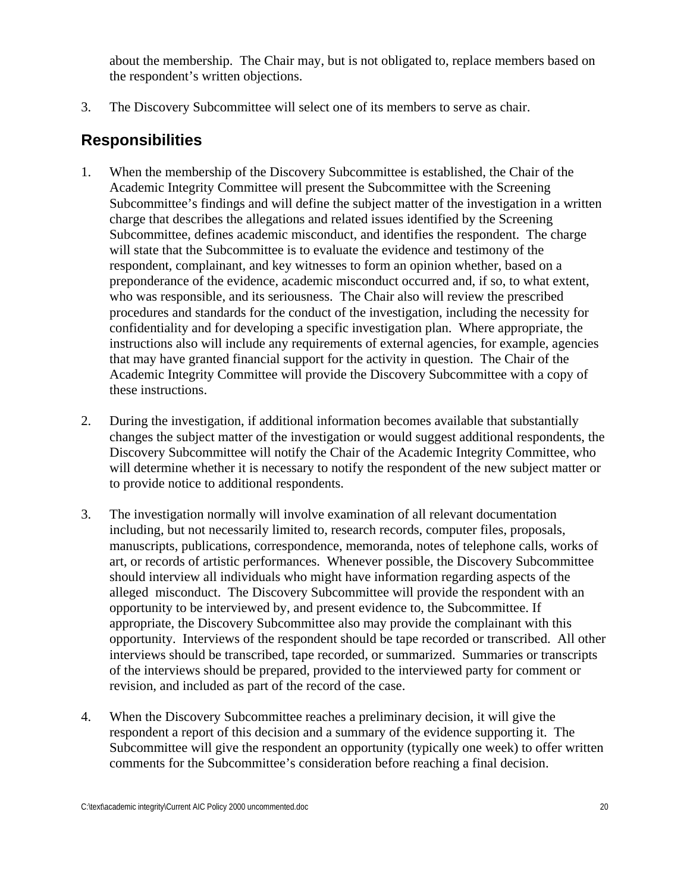about the membership. The Chair may, but is not obligated to, replace members based on the respondent's written objections.

3. The Discovery Subcommittee will select one of its members to serve as chair.

## Responsibilities

1. When the membership of the Discovery Subcommittee is established, the Chair of the Academic Integrity Committee will present the Subcommittee with the Screening Subcommittee's findings and will define the subject matter of the investigation in a written charge that describes the allegations and related issues identified by the Screening Subcommittee, defines academic misconduct, and identifies the respondent. The charge will state that the Subcommittee is to evaluate the evidence and testimony of the respondent, complainant, and key witnesses to form an opinion whether, based on a preponderance of the evidence, academic misconduct occurred and, if so, to what extent, who was responsible, and its seriousness. The Chair also will review the prescribed procedures and standards for the conduct of the investigation, including the necessity for confidentiality and for developing a specific investigation plan. Where appropriate, the instructions also will include any requirements of external agencies, for example, agencies that may have granted financial support for the activity in question. The Chair of the Academic Integrity Committee will provide the Discovery Subcommittee with a copy of these instructions.

2. During the investigation, if additional information becomes available that substantially changes the subject matter of the investigation or would suggest additional respondents, the Discovery Subcommittee will notify the Chair of the Academic Integrity Committee, who will determine whether it is necessary to notify the respondent of the new subject matter or to provide notice to additional respondents.

3. The investigation normally will involve examination of all relevant documentation including, but not necessarily limited to, research records, computer files, proposals, manuscripts, publications, correspondence, memoranda, notes of telephone calls, works of art, or records of artistic performances. Whenever possible, the Discovery Subcommittee should interview all individuals who might have information regarding aspects of the alleged misconduct. The Discovery Subcommittee will provide the respondent with an opportunity to be interviewed by, and present evidence to, the Subcommittee. If appropriate, the Discovery Subcommittee also may provide the complainant with this opportunity. Interviews of the respondent should be tape recorded or transcribed. All other interviews should be transcribed, tape recorded, or summarized. Summaries or transcripts of the interviews should be prepared, provided to the interviewed party for comment or revision, and included as part of the record of the case.

4. When the Discovery Subcommittee reaches a preliminary decision, it will give the respondent a report of this decision and a summary of the evidence supporting it. The Subcommittee will give the respondent an opportunity (typically one week) to offer written comments for the Subcommittee's consideration before reaching a final decision.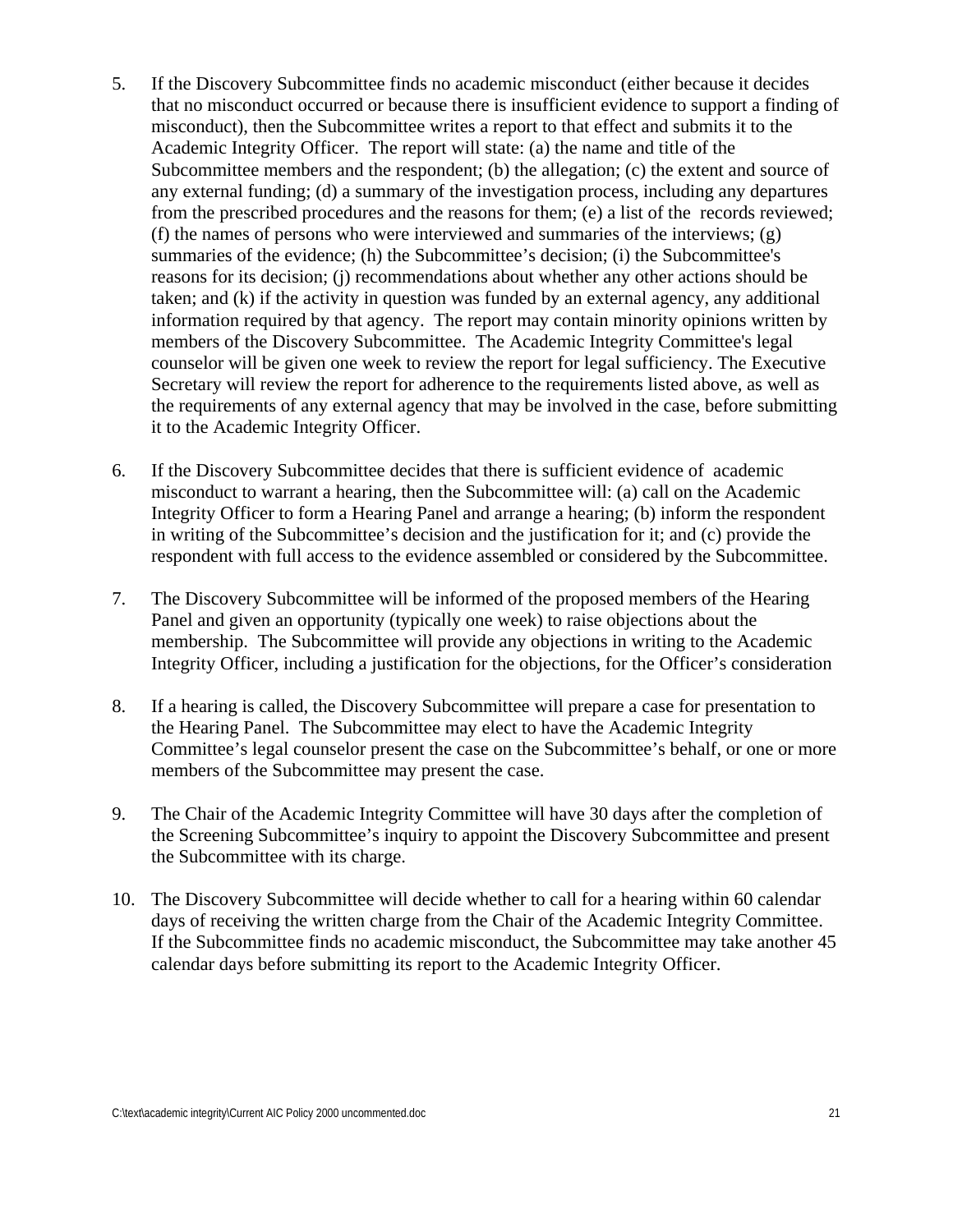5. If the Discovery Subcommittee finds no academic misconduct (either because it decides that no misconduct occurred or because there is insufficient evidence to support a finding of misconduct), then the Subcommittee writes a report to that effect and submits it to the Academic Integrity Officer. The report will state: (a) the name and title of the Subcommittee members and the respondent; (b) the allegation; (c) the extent and source of any external funding; (d) a summary of the investigation process, including any departures from the prescribed procedures and the reasons for them; (e) a list of the records reviewed; (f) the names of persons who were interviewed and summaries of the interviews; (g) summaries of the evidence; (h) the Subcommittee's decision; (i) the Subcommittee's reasons for its decision; (j) recommendations about whether any other actions should be taken; and (k) if the activity in question was funded by an external agency, any additional information required by that agency. The report may contain minority opinions written by members of the Discovery Subcommittee. The Academic Integrity Committee's legal counselor will be given one week to review the report for legal sufficiency. The Executive Secretary will review the report for adherence to the requirements listed above, as well as the requirements of any external agency that may be involved in the case, before submitting it to the Academic Integrity Officer.

6. If the Discovery Subcommittee decides that there is sufficient evidence of academic misconduct to warrant a hearing, then the Subcommittee will: (a) call on the Academic Integrity Officer to form a Hearing Panel and arrange a hearing; (b) inform the respondent in writing of the Subcommittee's decision and the justification for it; and (c) provide the respondent with full access to the evidence assembled or considered by the Subcommittee.

7. The Discovery Subcommittee will be informed of the proposed members of the Hearing Panel and given an opportunity (typically one week) to raise objections about the membership. The Subcommittee will provide any objections in writing to the Academic Integrity Officer, including a justification for the objections, for the Officer's consideration

8. If a hearing is called, the Discovery Subcommittee will prepare a case for presentation to the Hearing Panel. The Subcommittee may elect to have the Academic Integrity Committee's legal counselor present the case on the Subcommittee's behalf, or one or more members of the Subcommittee may present the case.

9. The Chair of the Academic Integrity Committee will have 30 days after the completion of the Screening Subcommittee's inquiry to appoint the Discovery Subcommittee and present the Subcommittee with its charge.

10. The Discovery Subcommittee will decide whether to call for a hearing within 60 calendar days of receiving the written charge from the Chair of the Academic Integrity Committee. If the Subcommittee finds no academic misconduct, the Subcommittee may take another 45 calendar days before submitting its report to the Academic Integrity Officer.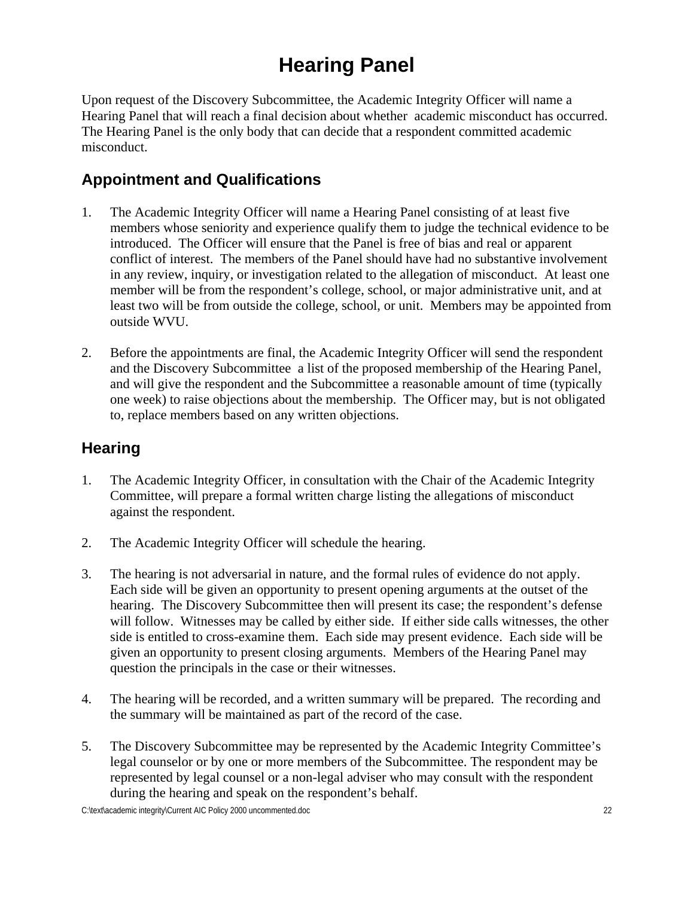# Hearing Panel

Upon request of the Discovery Subcommittee, the Academic Integrity Officer will name a Hearing Panel that will reach a final decision about whether academic misconduct has occurred. The Hearing Panel is the only body that can decide that a respondent committed academic misconduct.

## Appointment and Qualifications

1. The Academic Integrity Officer will name a Hearing Panel consisting of at least five members whose seniority and experience qualify them to judge the technical evidence to be introduced. The Officer will ensure that the Panel is free of bias and real or apparent conflict of interest. The members of the Panel should have had no substantive involvement in any review, inquiry, or investigation related to the allegation of misconduct. At least one member will be from the respondent's college, school, or major administrative unit, and at least two will be from outside the college, school, or unit. Members may be appointed from outside WVU.

2. Before the appointments are final, the Academic Integrity Officer will send the respondent and the Discovery Subcommittee a list of the proposed membership of the Hearing Panel, and will give the respondent and the Subcommittee a reasonable amount of time (typically one week) to raise objections about the membership. The Officer may, but is not obligated to, replace members based on any written objections.

## Hearing

1. The Academic Integrity Officer, in consultation with the Chair of the Academic Integrity Committee, will prepare a formal written charge listing the allegations of misconduct against the respondent.

2. The Academic Integrity Officer will schedule the hearing.

3. The hearing is not adversarial in nature, and the formal rules of evidence do not apply. Each side will be given an opportunity to present opening arguments at the outset of the hearing. The Discovery Subcommittee then will present its case; the respondent's defense will follow. Witnesses may be called by either side. If either side calls witnesses, the other side is entitled to cross-examine them. Each side may present evidence. Each side will be given an opportunity to present closing arguments. Members of the Hearing Panel may question the principals in the case or their witnesses.

4. The hearing will be recorded, and a written summary will be prepared. The recording and the summary will be maintained as part of the record of the case.

5. The Discovery Subcommittee may be represented by the Academic Integrity Committee's legal counselor or by one or more members of the Subcommittee. The respondent may be represented by legal counsel or a non-legal adviser who may consult with the respondent during the hearing and speak on the respondent's behalf.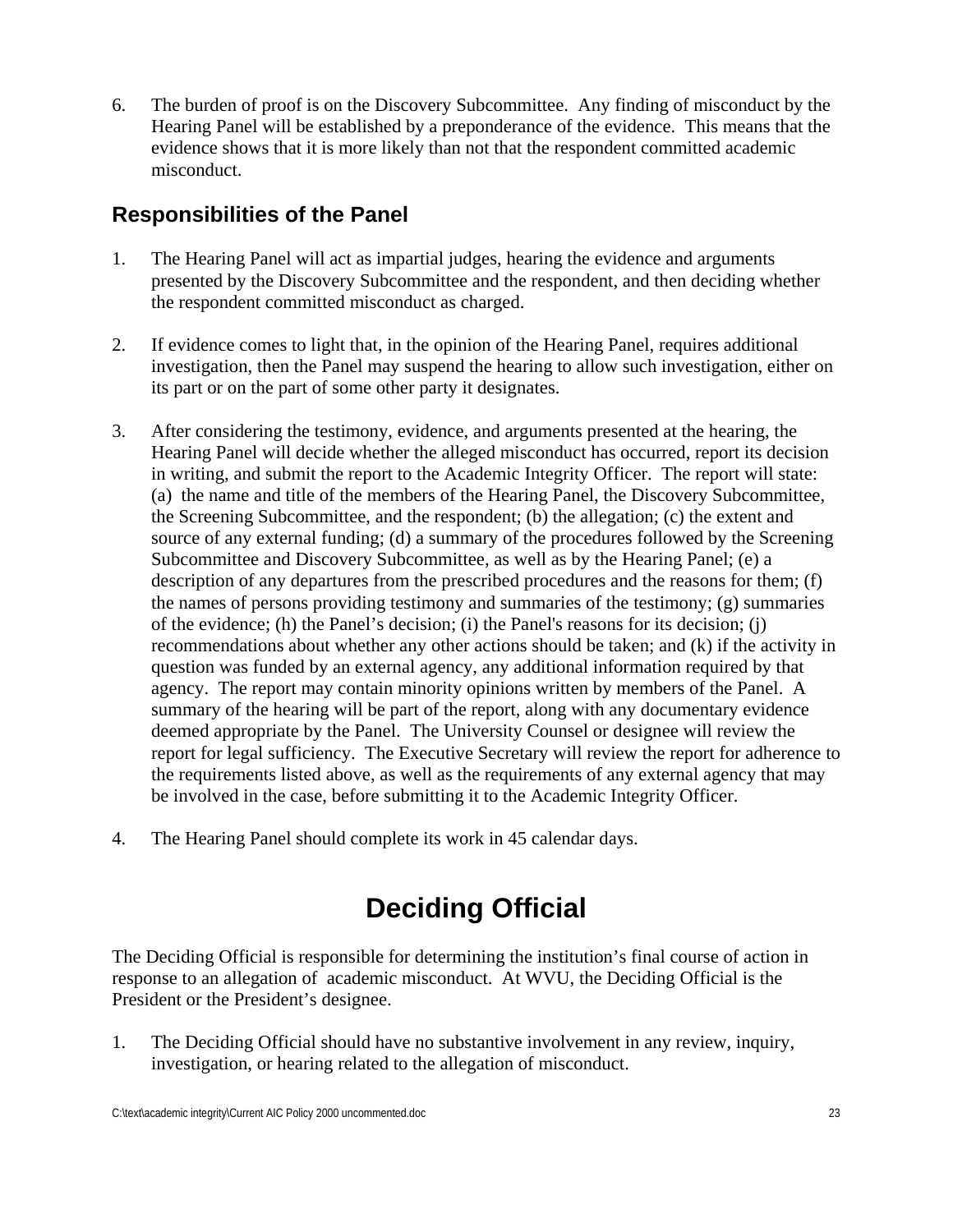6. The burden of proof is on the Discovery Subcommittee. Any finding of misconduct by the Hearing Panel will be established by a preponderance of the evidence. This means that the evidence shows that it is more likely than not that the respondent committed academic misconduct.

### Responsibilities of the Panel

1. The Hearing Panel will act as impartial judges, hearing the evidence and arguments presented by the Discovery Subcommittee and the respondent, and then deciding whether the respondent committed misconduct as charged.

2. If evidence comes to light that, in the opinion of the Hearing Panel, requires additional investigation, then the Panel may suspend the hearing to allow such investigation, either on its part or on the part of some other party it designates.

3. After considering the testimony, evidence, and arguments presented at the hearing, the Hearing Panel will decide whether the alleged misconduct has occurred, report its decision in writing, and submit the report to the Academic Integrity Officer. The report will state: (a) the name and title of the members of the Hearing Panel, the Discovery Subcommittee, the Screening Subcommittee, and the respondent; (b) the allegation; (c) the extent and source of any external funding; (d) a summary of the procedures followed by the Screening Subcommittee and Discovery Subcommittee, as well as by the Hearing Panel; (e) a description of any departures from the prescribed procedures and the reasons for them; (f) the names of persons providing testimony and summaries of the testimony; (g) summaries of the evidence; (h) the Panel's decision; (i) the Panel's reasons for its decision; (j) recommendations about whether any other actions should be taken; and (k) if the activity in question was funded by an external agency, any additional information required by that agency. The report may contain minority opinions written by members of the Panel. A summary of the hearing will be part of the report, along with any documentary evidence deemed appropriate by the Panel. The University Counsel or designee will review the report for legal sufficiency. The Executive Secretary will review the report for adherence to the requirements listed above, as well as the requirements of any external agency that may be involved in the case, before submitting it to the Academic Integrity Officer.

4. The Hearing Panel should complete its work in 45 calendar days.

# Deciding Official

The Deciding Official is responsible for determining the institution's final course of action in response to an allegation of academic misconduct. At WVU, the Deciding Official is the President or the President's designee.

1. The Deciding Official should have no substantive involvement in any review, inquiry, investigation, or hearing related to the allegation of misconduct.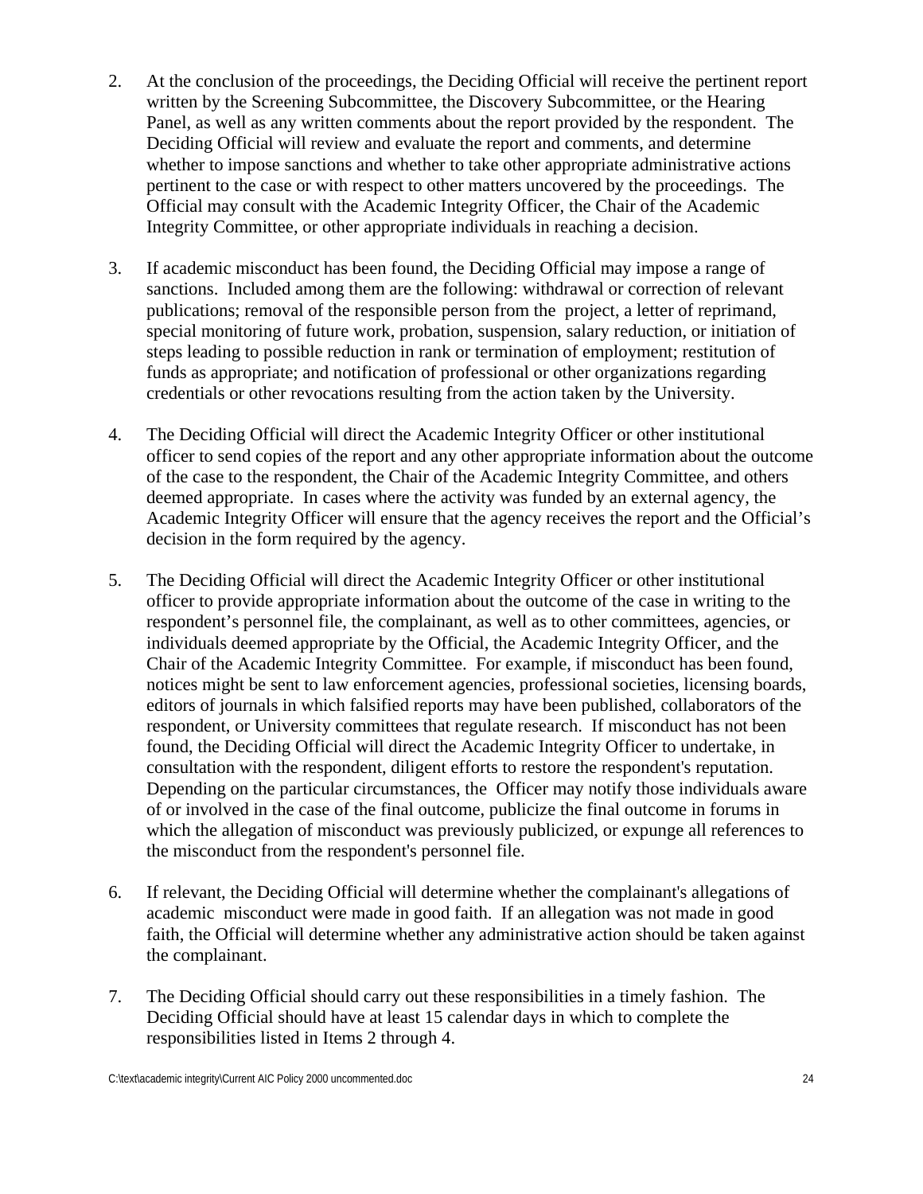2. At the conclusion of the proceedings, the Deciding Official will receive the pertinent report written by the Screening Subcommittee, the Discovery Subcommittee, or the Hearing Panel, as well as any written comments about the report provided by the respondent. The Deciding Official will review and evaluate the report and comments, and determine whether to impose sanctions and whether to take other appropriate administrative actions pertinent to the case or with respect to other matters uncovered by the proceedings. The Official may consult with the Academic Integrity Officer, the Chair of the Academic Integrity Committee, or other appropriate individuals in reaching a decision.

3. If academic misconduct has been found, the Deciding Official may impose a range of sanctions. Included among them are the following: withdrawal or correction of relevant publications; removal of the responsible person from the project, a letter of reprimand, special monitoring of future work, probation, suspension, salary reduction, or initiation of steps leading to possible reduction in rank or termination of employment; restitution of funds as appropriate; and notification of professional or other organizations regarding credentials or other revocations resulting from the action taken by the University.

4. The Deciding Official will direct the Academic Integrity Officer or other institutional officer to send copies of the report and any other appropriate information about the outcome of the case to the respondent, the Chair of the Academic Integrity Committee, and others deemed appropriate. In cases where the activity was funded by an external agency, the Academic Integrity Officer will ensure that the agency receives the report and the Official's decision in the form required by the agency.

5. The Deciding Official will direct the Academic Integrity Officer or other institutional officer to provide appropriate information about the outcome of the case in writing to the respondent's personnel file, the complainant, as well as to other committees, agencies, or individuals deemed appropriate by the Official, the Academic Integrity Officer, and the Chair of the Academic Integrity Committee. For example, if misconduct has been found, notices might be sent to law enforcement agencies, professional societies, licensing boards, editors of journals in which falsified reports may have been published, collaborators of the respondent, or University committees that regulate research. If misconduct has not been found, the Deciding Official will direct the Academic Integrity Officer to undertake, in consultation with the respondent, diligent efforts to restore the respondent's reputation. Depending on the particular circumstances, the Officer may notify those individuals aware of or involved in the case of the final outcome, publicize the final outcome in forums in which the allegation of misconduct was previously publicized, or expunge all references to the misconduct from the respondent's personnel file.

6. If relevant, the Deciding Official will determine whether the complainant's allegations of academic misconduct were made in good faith. If an allegation was not made in good faith, the Official will determine whether any administrative action should be taken against the complainant.

7. The Deciding Official should carry out these responsibilities in a timely fashion. The Deciding Official should have at least 15 calendar days in which to complete the responsibilities listed in Items 2 through 4.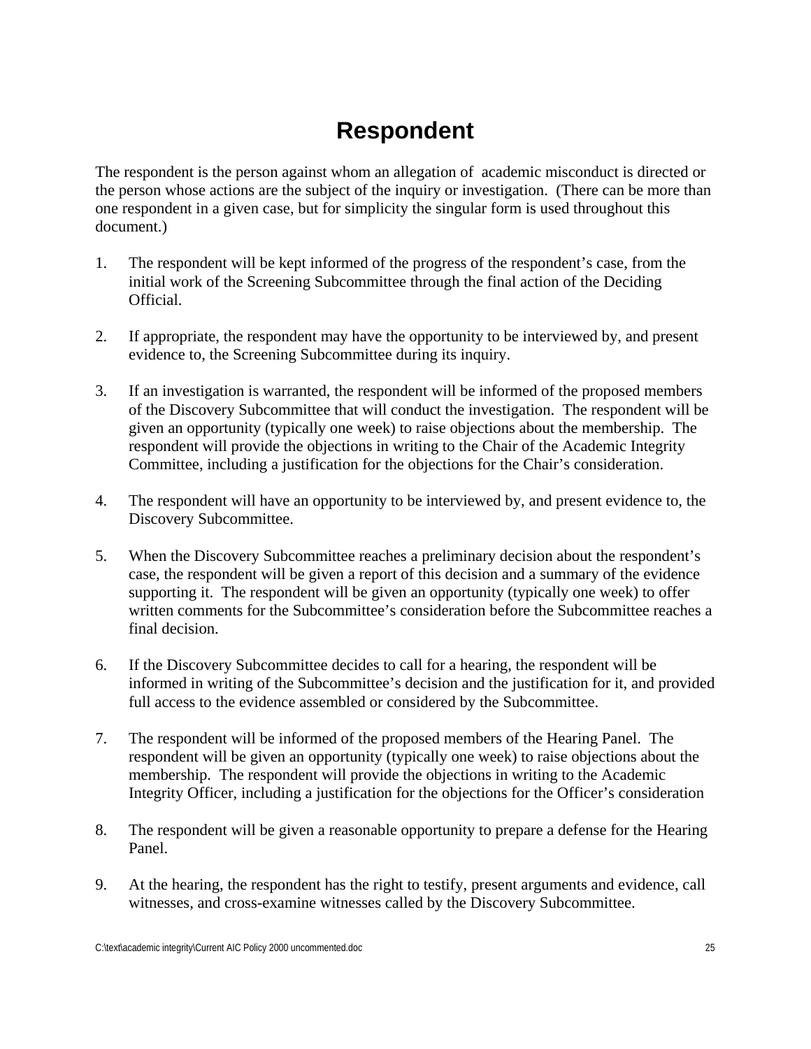# Respondent

The respondent is the person against whom an allegation of academic misconduct is directed or the person whose actions are the subject of the inquiry or investigation. (There can be more than one respondent in a given case, but for simplicity the singular form is used throughout this document.)

1. The respondent will be kept informed of the progress of the respondent's case, from the initial work of the Screening Subcommittee through the final action of the Deciding Official.

2. If appropriate, the respondent may have the opportunity to be interviewed by, and present evidence to, the Screening Subcommittee during its inquiry.

3. If an investigation is warranted, the respondent will be informed of the proposed members of the Discovery Subcommittee that will conduct the investigation. The respondent will be given an opportunity (typically one week) to raise objections about the membership. The respondent will provide the objections in writing to the Chair of the Academic Integrity Committee, including a justification for the objections for the Chair's consideration.

4. The respondent will have an opportunity to be interviewed by, and present evidence to, the Discovery Subcommittee.

5. When the Discovery Subcommittee reaches a preliminary decision about the respondent's case, the respondent will be given a report of this decision and a summary of the evidence supporting it. The respondent will be given an opportunity (typically one week) to offer written comments for the Subcommittee's consideration before the Subcommittee reaches a final decision.

6. If the Discovery Subcommittee decides to call for a hearing, the respondent will be informed in writing of the Subcommittee's decision and the justification for it, and provided full access to the evidence assembled or considered by the Subcommittee.

7. The respondent will be informed of the proposed members of the Hearing Panel. The respondent will be given an opportunity (typically one week) to raise objections about the membership. The respondent will provide the objections in writing to the Academic Integrity Officer, including a justification for the objections for the Officer's consideration

8. The respondent will be given a reasonable opportunity to prepare a defense for the Hearing Panel.

9. At the hearing, the respondent has the right to testify, present arguments and evidence, call witnesses, and cross-examine witnesses called by the Discovery Subcommittee.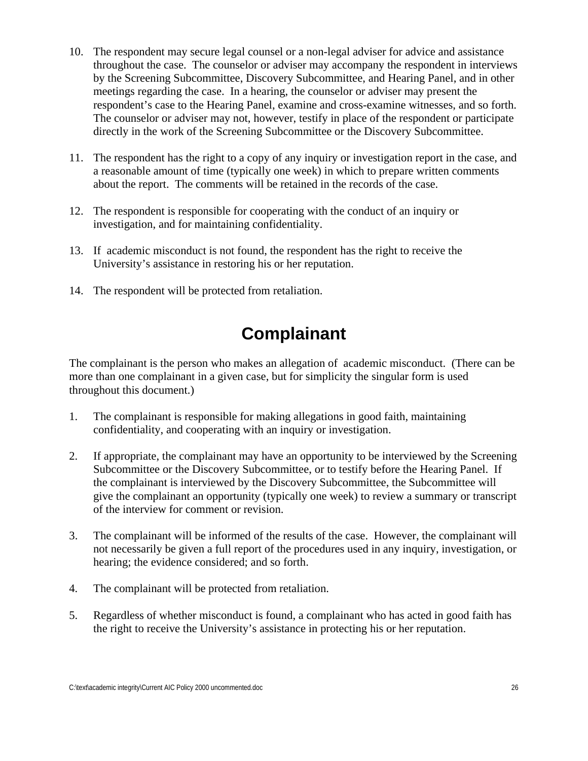10. The respondent may secure legal counsel or a non-legal adviser for advice and assistance throughout the case. The counselor or adviser may accompany the respondent in interviews by the Screening Subcommittee, Discovery Subcommittee, and Hearing Panel, and in other meetings regarding the case. In a hearing, the counselor or adviser may present the respondent's case to the Hearing Panel, examine and cross-examine witnesses, and so forth. The counselor or adviser may not, however, testify in place of the respondent or participate directly in the work of the Screening Subcommittee or the Discovery Subcommittee.

11. The respondent has the right to a copy of any inquiry or investigation report in the case, and a reasonable amount of time (typically one week) in which to prepare written comments about the report. The comments will be retained in the records of the case.

12. The respondent is responsible for cooperating with the conduct of an inquiry or investigation, and for maintaining confidentiality.

13. If academic misconduct is not found, the respondent has the right to receive the University's assistance in restoring his or her reputation.

14. The respondent will be protected from retaliation.

# Complainant

The complainant is the person who makes an allegation of academic misconduct. (There can be more than one complainant in a given case, but for simplicity the singular form is used throughout this document.)

1. The complainant is responsible for making allegations in good faith, maintaining confidentiality, and cooperating with an inquiry or investigation.

2. If appropriate, the complainant may have an opportunity to be interviewed by the Screening Subcommittee or the Discovery Subcommittee, or to testify before the Hearing Panel. If the complainant is interviewed by the Discovery Subcommittee, the Subcommittee will give the complainant an opportunity (typically one week) to review a summary or transcript of the interview for comment or revision.

3. The complainant will be informed of the results of the case. However, the complainant will not necessarily be given a full report of the procedures used in any inquiry, investigation, or hearing; the evidence considered; and so forth.

4. The complainant will be protected from retaliation.

5. Regardless of whether misconduct is found, a complainant who has acted in good faith has the right to receive the University's assistance in protecting his or her reputation.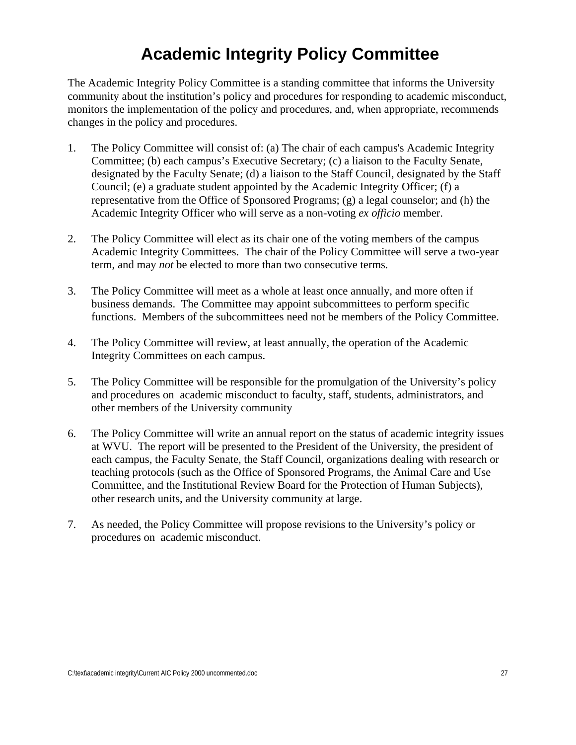# Academic Integrity Policy Committee

The Academic Integrity Policy Committee is a standing committee that informs the University community about the institution's policy and procedures for responding to academic misconduct, monitors the implementation of the policy and procedures, and, when appropriate, recommends changes in the policy and procedures.

1. The Policy Committee will consist of: (a) The chair of each campus's Academic Integrity Committee; (b) each campus's Executive Secretary; (c) a liaison to the Faculty Senate, designated by the Faculty Senate; (d) a liaison to the Staff Council, designated by the Staff Council; (e) a graduate student appointed by the Academic Integrity Officer; (f) a representative from the Office of Sponsored Programs; (g) a legal counselor; and (h) the Academic Integrity Officer who will serve as a non-voting *ex officio* member.

2. The Policy Committee will elect as its chair one of the voting members of the campus Academic Integrity Committees. The chair of the Policy Committee will serve a two-year term, and may *not* be elected to more than two consecutive terms.

3. The Policy Committee will meet as a whole at least once annually, and more often if business demands. The Committee may appoint subcommittees to perform specific functions. Members of the subcommittees need not be members of the Policy Committee.

4. The Policy Committee will review, at least annually, the operation of the Academic Integrity Committees on each campus.

5. The Policy Committee will be responsible for the promulgation of the University's policy and procedures on academic misconduct to faculty, staff, students, administrators, and other members of the University community

6. The Policy Committee will write an annual report on the status of academic integrity issues at WVU. The report will be presented to the President of the University, the president of each campus, the Faculty Senate, the Staff Council, organizations dealing with research or teaching protocols (such as the Office of Sponsored Programs, the Animal Care and Use Committee, and the Institutional Review Board for the Protection of Human Subjects), other research units, and the University community at large.

7. As needed, the Policy Committee will propose revisions to the University's policy or procedures on academic misconduct.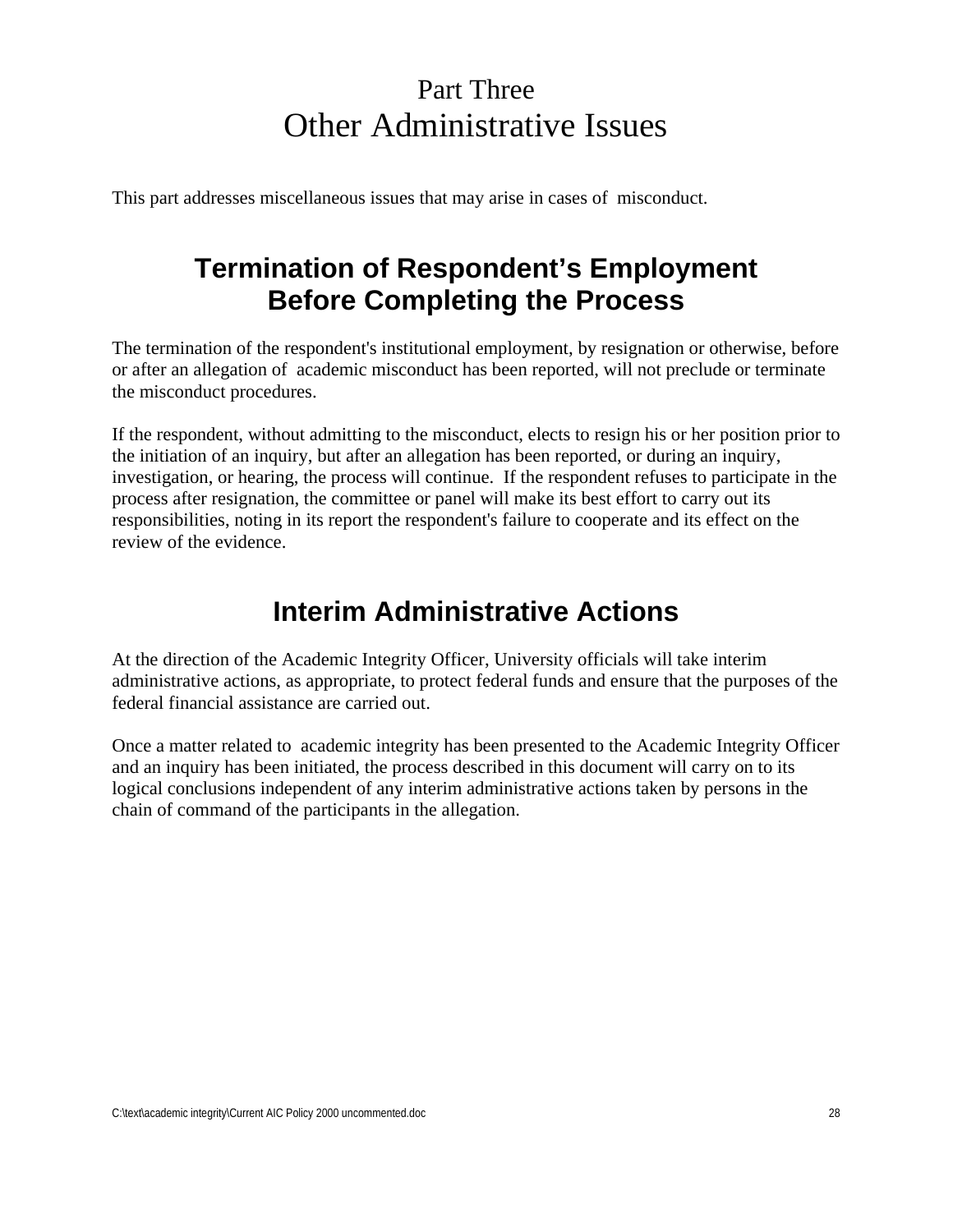# Part Three
# Other Administrative Issues

This part addresses miscellaneous issues that may arise in cases of misconduct.

## Termination of Respondent's Employment Before Completing the Process

The termination of the respondent's institutional employment, by resignation or otherwise, before or after an allegation of academic misconduct has been reported, will not preclude or terminate the misconduct procedures.

If the respondent, without admitting to the misconduct, elects to resign his or her position prior to the initiation of an inquiry, but after an allegation has been reported, or during an inquiry, investigation, or hearing, the process will continue. If the respondent refuses to participate in the process after resignation, the committee or panel will make its best effort to carry out its responsibilities, noting in its report the respondent's failure to cooperate and its effect on the review of the evidence.

## Interim Administrative Actions

At the direction of the Academic Integrity Officer, University officials will take interim administrative actions, as appropriate, to protect federal funds and ensure that the purposes of the federal financial assistance are carried out.

Once a matter related to academic integrity has been presented to the Academic Integrity Officer and an inquiry has been initiated, the process described in this document will carry on to its logical conclusions independent of any interim administrative actions taken by persons in the chain of command of the participants in the allegation.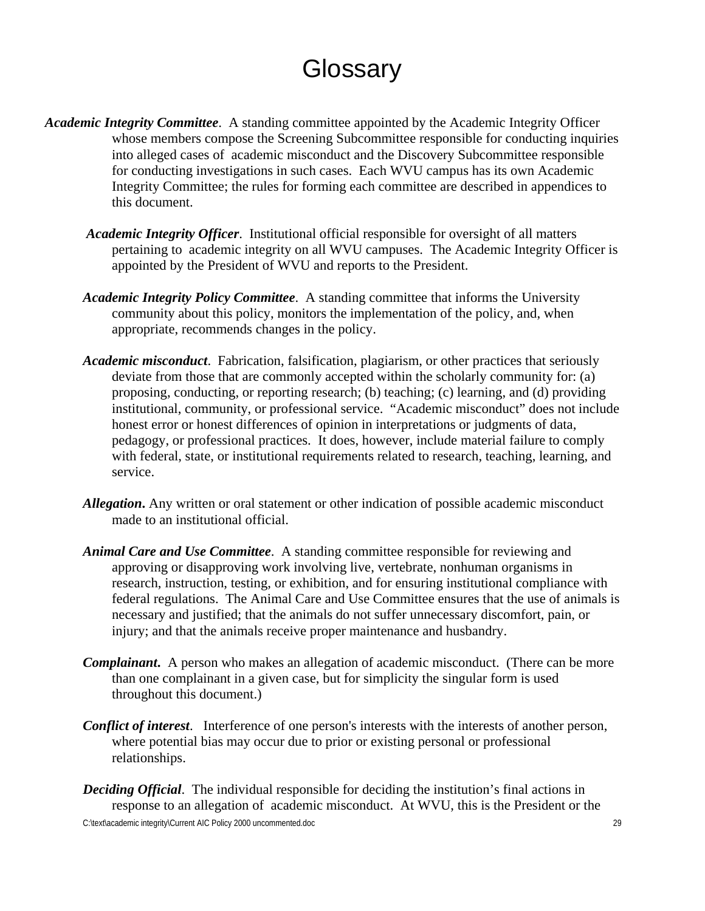# Glossary

***Academic Integrity Committee***. A standing committee appointed by the Academic Integrity Officer whose members compose the Screening Subcommittee responsible for conducting inquiries into alleged cases of academic misconduct and the Discovery Subcommittee responsible for conducting investigations in such cases. Each WVU campus has its own Academic Integrity Committee; the rules for forming each committee are described in appendices to this document.

***Academic Integrity Officer***. Institutional official responsible for oversight of all matters pertaining to academic integrity on all WVU campuses. The Academic Integrity Officer is appointed by the President of WVU and reports to the President.

***Academic Integrity Policy Committee***. A standing committee that informs the University community about this policy, monitors the implementation of the policy, and, when appropriate, recommends changes in the policy.

***Academic misconduct***. Fabrication, falsification, plagiarism, or other practices that seriously deviate from those that are commonly accepted within the scholarly community for: (a) proposing, conducting, or reporting research; (b) teaching; (c) learning, and (d) providing institutional, community, or professional service. "Academic misconduct" does not include honest error or honest differences of opinion in interpretations or judgments of data, pedagogy, or professional practices. It does, however, include material failure to comply with federal, state, or institutional requirements related to research, teaching, learning, and service.

***Allegation***. Any written or oral statement or other indication of possible academic misconduct made to an institutional official.

***Animal Care and Use Committee***. A standing committee responsible for reviewing and approving or disapproving work involving live, vertebrate, nonhuman organisms in research, instruction, testing, or exhibition, and for ensuring institutional compliance with federal regulations. The Animal Care and Use Committee ensures that the use of animals is necessary and justified; that the animals do not suffer unnecessary discomfort, pain, or injury; and that the animals receive proper maintenance and husbandry.

***Complainant***. A person who makes an allegation of academic misconduct. (There can be more than one complainant in a given case, but for simplicity the singular form is used throughout this document.)

***Conflict of interest***. Interference of one person's interests with the interests of another person, where potential bias may occur due to prior or existing personal or professional relationships.

***Deciding Official***. The individual responsible for deciding the institution's final actions in response to an allegation of academic misconduct. At WVU, this is the President or the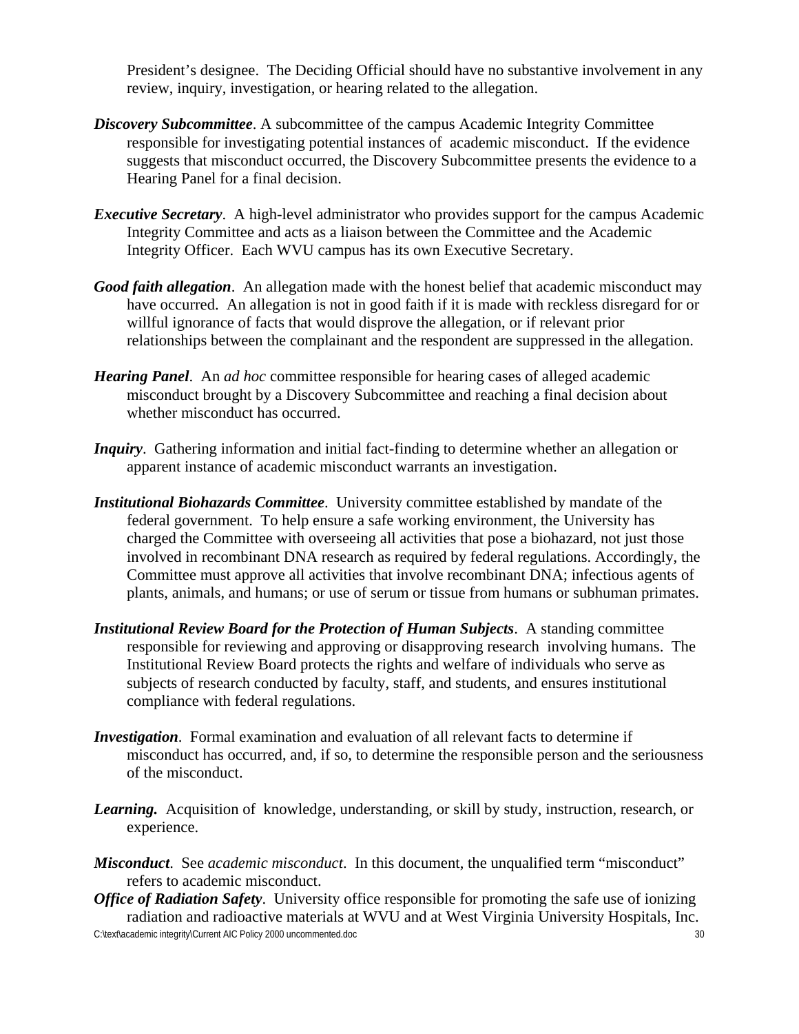President's designee. The Deciding Official should have no substantive involvement in any review, inquiry, investigation, or hearing related to the allegation.

***Discovery Subcommittee***. A subcommittee of the campus Academic Integrity Committee responsible for investigating potential instances of academic misconduct. If the evidence suggests that misconduct occurred, the Discovery Subcommittee presents the evidence to a Hearing Panel for a final decision.

***Executive Secretary***. A high-level administrator who provides support for the campus Academic Integrity Committee and acts as a liaison between the Committee and the Academic Integrity Officer. Each WVU campus has its own Executive Secretary.

***Good faith allegation***. An allegation made with the honest belief that academic misconduct may have occurred. An allegation is not in good faith if it is made with reckless disregard for or willful ignorance of facts that would disprove the allegation, or if relevant prior relationships between the complainant and the respondent are suppressed in the allegation.

***Hearing Panel***. An *ad hoc* committee responsible for hearing cases of alleged academic misconduct brought by a Discovery Subcommittee and reaching a final decision about whether misconduct has occurred.

***Inquiry***. Gathering information and initial fact-finding to determine whether an allegation or apparent instance of academic misconduct warrants an investigation.

***Institutional Biohazards Committee***. University committee established by mandate of the federal government. To help ensure a safe working environment, the University has charged the Committee with overseeing all activities that pose a biohazard, not just those involved in recombinant DNA research as required by federal regulations. Accordingly, the Committee must approve all activities that involve recombinant DNA; infectious agents of plants, animals, and humans; or use of serum or tissue from humans or subhuman primates.

***Institutional Review Board for the Protection of Human Subjects***. A standing committee responsible for reviewing and approving or disapproving research involving humans. The Institutional Review Board protects the rights and welfare of individuals who serve as subjects of research conducted by faculty, staff, and students, and ensures institutional compliance with federal regulations.

***Investigation***. Formal examination and evaluation of all relevant facts to determine if misconduct has occurred, and, if so, to determine the responsible person and the seriousness of the misconduct.

***Learning.*** Acquisition of knowledge, understanding, or skill by study, instruction, research, or experience.

***Misconduct***. See *academic misconduct*. In this document, the unqualified term "misconduct" refers to academic misconduct.

***Office of Radiation Safety***. University office responsible for promoting the safe use of ionizing radiation and radioactive materials at WVU and at West Virginia University Hospitals, Inc.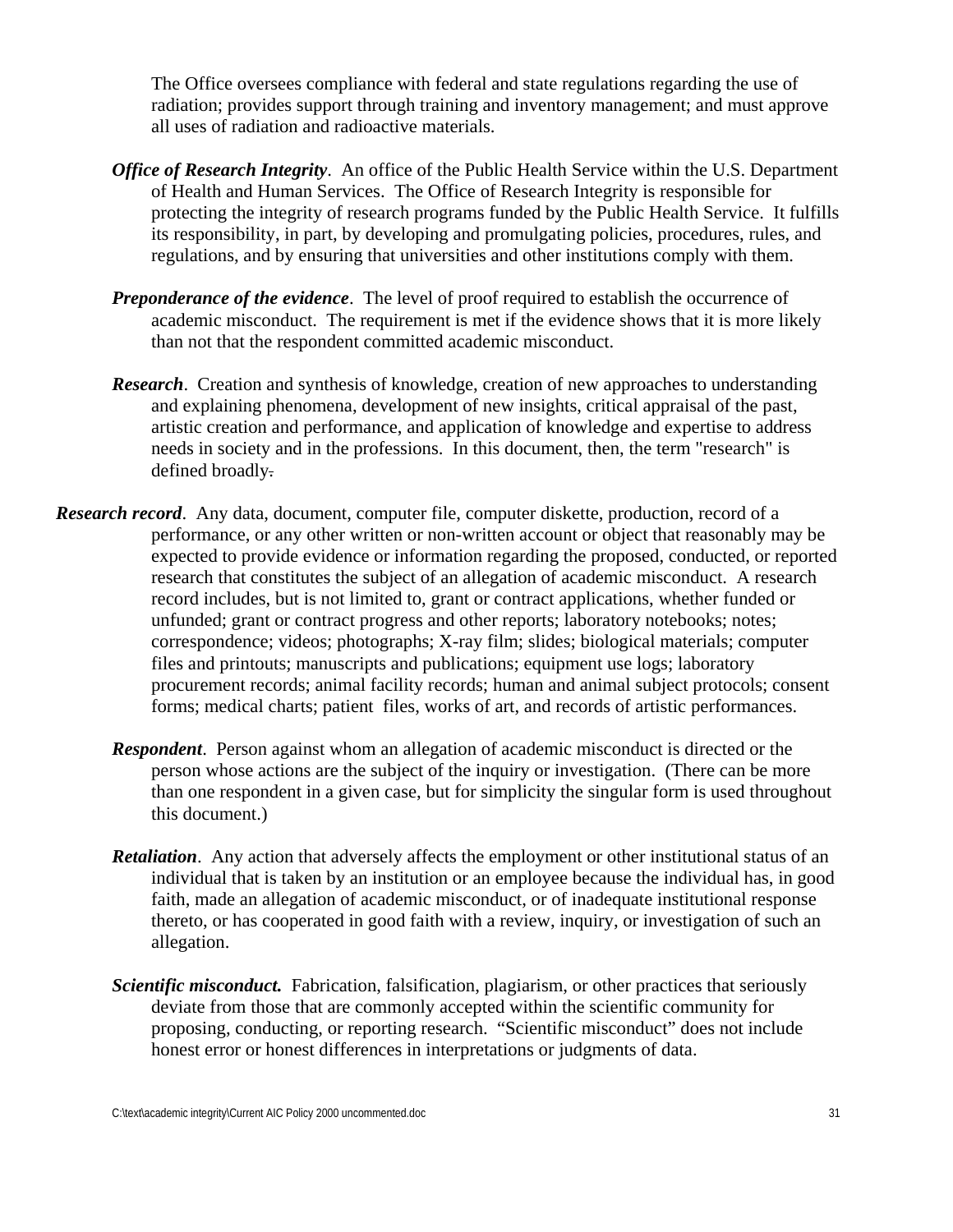The Office oversees compliance with federal and state regulations regarding the use of radiation; provides support through training and inventory management; and must approve all uses of radiation and radioactive materials.

***Office of Research Integrity***. An office of the Public Health Service within the U.S. Department of Health and Human Services. The Office of Research Integrity is responsible for protecting the integrity of research programs funded by the Public Health Service. It fulfills its responsibility, in part, by developing and promulgating policies, procedures, rules, and regulations, and by ensuring that universities and other institutions comply with them.

***Preponderance of the evidence***. The level of proof required to establish the occurrence of academic misconduct. The requirement is met if the evidence shows that it is more likely than not that the respondent committed academic misconduct.

***Research***. Creation and synthesis of knowledge, creation of new approaches to understanding and explaining phenomena, development of new insights, critical appraisal of the past, artistic creation and performance, and application of knowledge and expertise to address needs in society and in the professions. In this document, then, the term "research" is defined broadly.

***Research record***. Any data, document, computer file, computer diskette, production, record of a performance, or any other written or non-written account or object that reasonably may be expected to provide evidence or information regarding the proposed, conducted, or reported research that constitutes the subject of an allegation of academic misconduct. A research record includes, but is not limited to, grant or contract applications, whether funded or unfunded; grant or contract progress and other reports; laboratory notebooks; notes; correspondence; videos; photographs; X-ray film; slides; biological materials; computer files and printouts; manuscripts and publications; equipment use logs; laboratory procurement records; animal facility records; human and animal subject protocols; consent forms; medical charts; patient files, works of art, and records of artistic performances.

***Respondent***. Person against whom an allegation of academic misconduct is directed or the person whose actions are the subject of the inquiry or investigation. (There can be more than one respondent in a given case, but for simplicity the singular form is used throughout this document.)

***Retaliation***. Any action that adversely affects the employment or other institutional status of an individual that is taken by an institution or an employee because the individual has, in good faith, made an allegation of academic misconduct, or of inadequate institutional response thereto, or has cooperated in good faith with a review, inquiry, or investigation of such an allegation.

***Scientific misconduct.*** Fabrication, falsification, plagiarism, or other practices that seriously deviate from those that are commonly accepted within the scientific community for proposing, conducting, or reporting research. "Scientific misconduct" does not include honest error or honest differences in interpretations or judgments of data.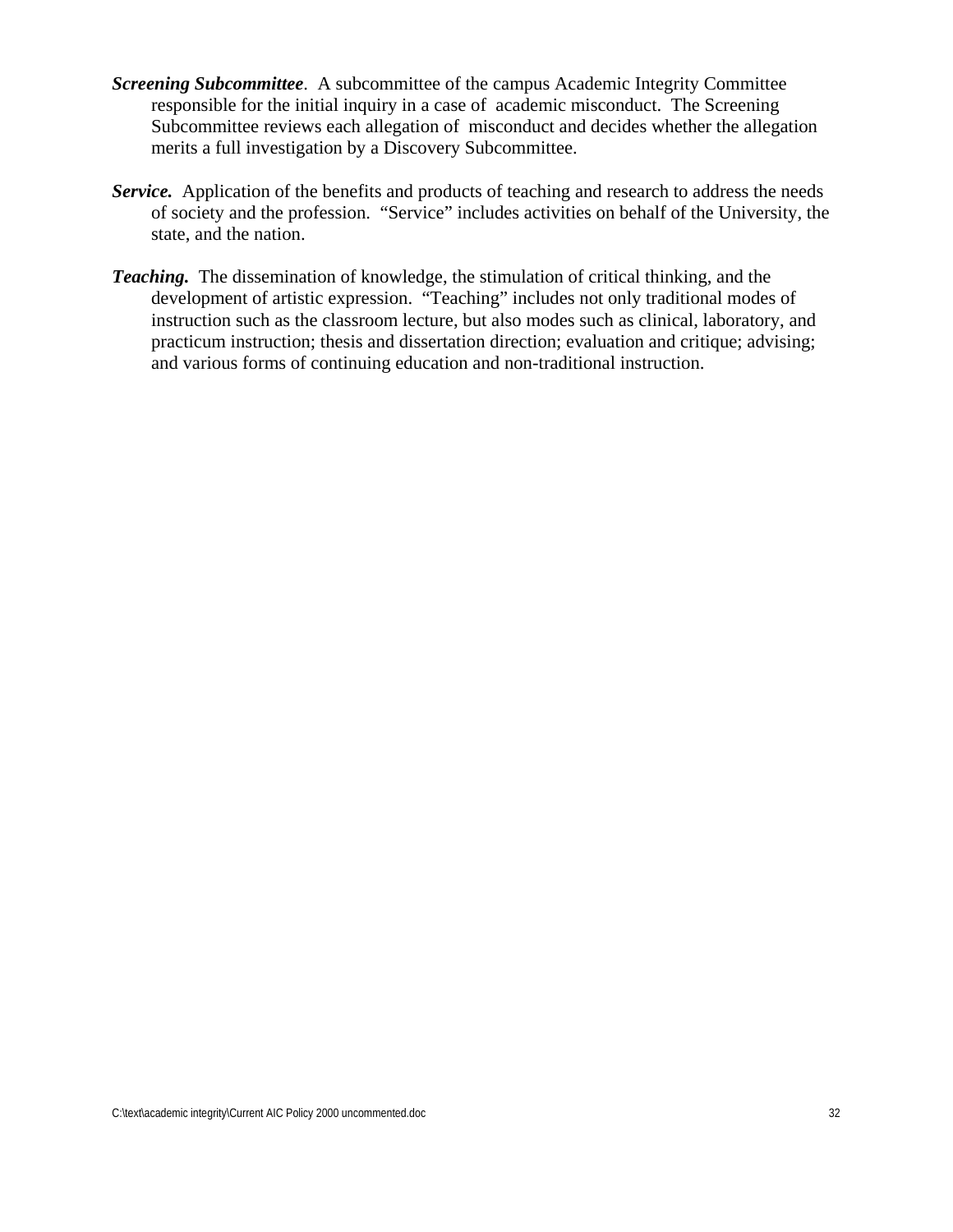***Screening Subcommittee***. A subcommittee of the campus Academic Integrity Committee responsible for the initial inquiry in a case of academic misconduct. The Screening Subcommittee reviews each allegation of misconduct and decides whether the allegation merits a full investigation by a Discovery Subcommittee.

***Service.*** Application of the benefits and products of teaching and research to address the needs of society and the profession. "Service" includes activities on behalf of the University, the state, and the nation.

***Teaching.*** The dissemination of knowledge, the stimulation of critical thinking, and the development of artistic expression. "Teaching" includes not only traditional modes of instruction such as the classroom lecture, but also modes such as clinical, laboratory, and practicum instruction; thesis and dissertation direction; evaluation and critique; advising; and various forms of continuing education and non-traditional instruction.